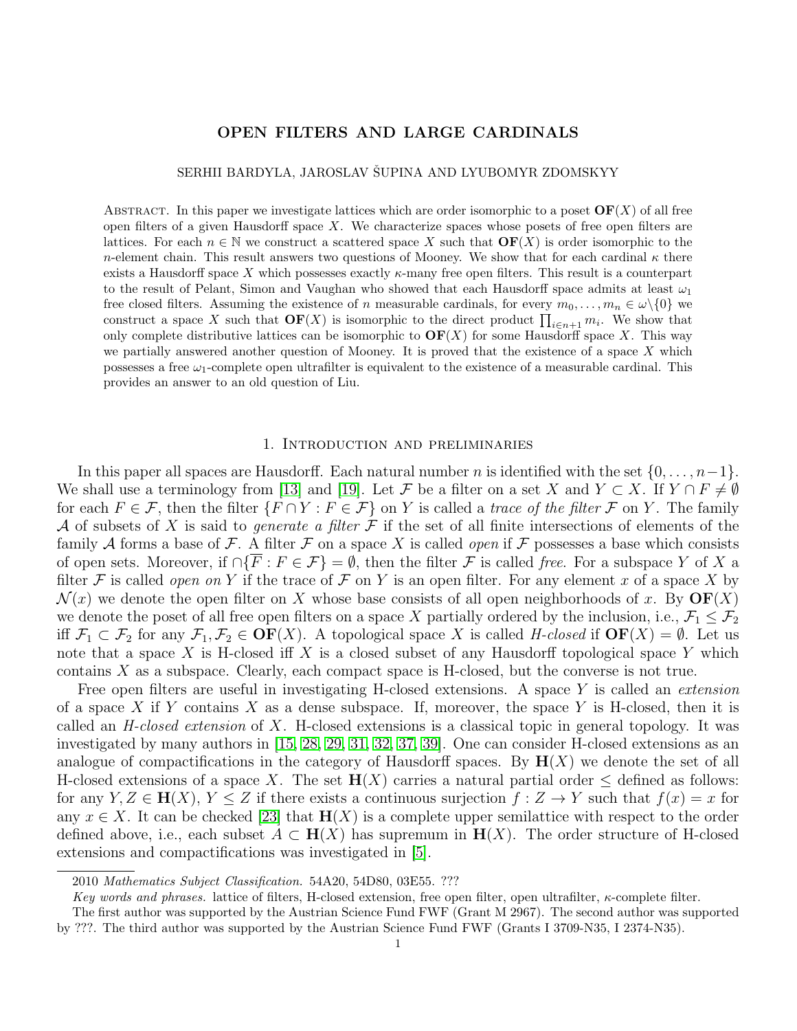# OPEN FILTERS AND LARGE CARDINALS

SERHII BARDYLA, JAROSLAV ŠUPINA AND LYUBOMYR ZDOMSKYY

Abstract. In this paper we investigate lattices which are order isomorphic to a poset $\mathbf{OF}(X)$ of all free open filters of a given Hausdorff space $X$. We characterize spaces whose posets of free open filters are lattices. For each $n\in\mathbb{N}$ we construct a scattered space $X$ such that $\mathbf{OF}(X)$ is order isomorphic to the $n$-element chain. This result answers two questions of Mooney. We show that for each cardinal $\kappa$ there exists a Hausdorff space $X$ which possesses exactly $\kappa$-many free open filters. This result is a counterpart to the result of Pelant, Simon and Vaughan who showed that each Hausdorff space admits at least $\omega_1$ free closed filters. Assuming the existence of $n$ measurable cardinals, for every $m_0,\dots,m_n\in\omega\setminus\{0\}$ we construct a space $X$ such that $\mathbf{OF}(X)$ is isomorphic to the direct product $\prod_{i\in n+1} m_i$. We show that only complete distributive lattices can be isomorphic to $\mathbf{OF}(X)$ for some Hausdorff space $X$. This way we partially answered another question of Mooney. It is proved that the existence of a space $X$ which possesses a free $\omega_1$-complete open ultrafilter is equivalent to the existence of a measurable cardinal. This provides an answer to an old question of Liu.

## 1. Introduction and preliminaries

In this paper all spaces are Hausdorff. Each natural number $n$ is identified with the set $\{0,\dots,n-1\}$. We shall use a terminology from [13] and [19]. Let $\mathcal{F}$ be a filter on a set $X$ and $Y\subset X$. If $Y\cap F\neq\emptyset$ for each $F\in\mathcal{F}$, then the filter $\{F\cap Y: F\in\mathcal{F}\}$ on $Y$ is called a *trace of the filter* $\mathcal{F}$ on $Y$. The family $\mathcal{A}$ of subsets of $X$ is said to *generate a filter* $\mathcal{F}$ if the set of all finite intersections of elements of the family $\mathcal{A}$ forms a base of $\mathcal{F}$. A filter $\mathcal{F}$ on a space $X$ is called *open* if $\mathcal{F}$ possesses a base which consists of open sets. Moreover, if $\cap\{\overline{F}: F\in\mathcal{F}\}=\emptyset$, then the filter $\mathcal{F}$ is called *free*. For a subspace $Y$ of $X$ a filter $\mathcal{F}$ is called *open on* $Y$ if the trace of $\mathcal{F}$ on $Y$ is an open filter. For any element $x$ of a space $X$ by $\mathcal{N}(x)$ we denote the open filter on $X$ whose base consists of all open neighborhoods of $x$. By $\mathbf{OF}(X)$ we denote the poset of all free open filters on a space $X$ partially ordered by the inclusion, i.e., $\mathcal{F}_1\leq\mathcal{F}_2$ iff $\mathcal{F}_1\subset\mathcal{F}_2$ for any $\mathcal{F}_1,\mathcal{F}_2\in\mathbf{OF}(X)$. A topological space $X$ is called *H-closed* if $\mathbf{OF}(X)=\emptyset$. Let us note that a space $X$ is H-closed iff $X$ is a closed subset of any Hausdorff topological space $Y$ which contains $X$ as a subspace. Clearly, each compact space is H-closed, but the converse is not true.

Free open filters are useful in investigating H-closed extensions. A space $Y$ is called an *extension* of a space $X$ if $Y$ contains $X$ as a dense subspace. If, moreover, the space $Y$ is H-closed, then it is called an *H-closed extension* of $X$. H-closed extensions is a classical topic in general topology. It was investigated by many authors in [15, 28, 29, 31, 32, 37, 39]. One can consider H-closed extensions as an analogue of compactifications in the category of Hausdorff spaces. By $\mathbf{H}(X)$ we denote the set of all H-closed extensions of a space $X$. The set $\mathbf{H}(X)$ carries a natural partial order $\leq$ defined as follows: for any $Y,Z\in\mathbf{H}(X)$, $Y\leq Z$ if there exists a continuous surjection $f:Z\to Y$ such that $f(x)=x$ for any $x\in X$. It can be checked [23] that $\mathbf{H}(X)$ is a complete upper semilattice with respect to the order defined above, i.e., each subset $A\subset\mathbf{H}(X)$ has supremum in $\mathbf{H}(X)$. The order structure of H-closed extensions and compactifications was investigated in [5].

---

2010 *Mathematics Subject Classification.* 54A20, 54D80, 03E55. ???

*Key words and phrases.* lattice of filters, H-closed extension, free open filter, open ultrafilter, $\kappa$-complete filter.

The first author was supported by the Austrian Science Fund FWF (Grant M 2967). The second author was supported by ???. The third author was supported by the Austrian Science Fund FWF (Grants I 3709-N35, I 2374-N35).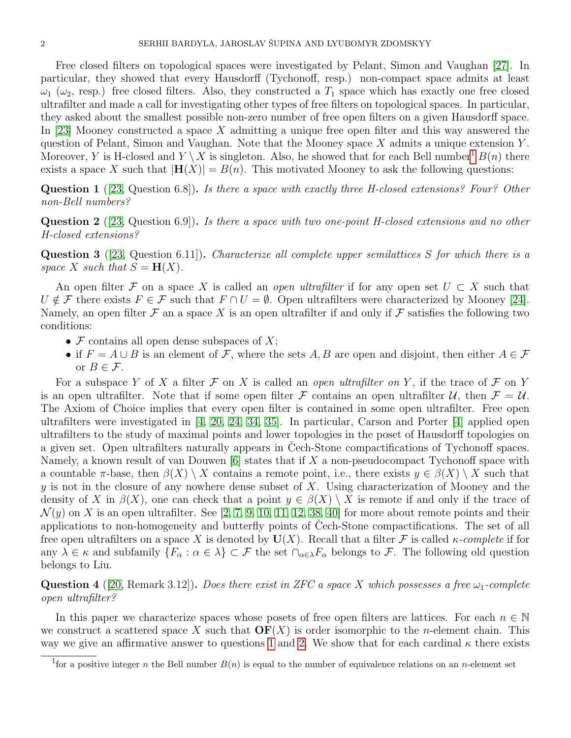Free closed filters on topological spaces were investigated by Pelant, Simon and Vaughan [27]. In particular, they showed that every Hausdorff (Tychonoff, resp.) non-compact space admits at least $\omega_1$ ($\omega_2$, resp.) free closed filters. Also, they constructed a $T_1$ space which has exactly one free closed ultrafilter and made a call for investigating other types of free filters on topological spaces. In particular, they asked about the smallest possible non-zero number of free open filters on a given Hausdorff space. In [23] Mooney constructed a space $X$ admitting a unique free open filter and this way answered the question of Pelant, Simon and Vaughan. Note that the Mooney space $X$ admits a unique extension $Y$. Moreover, $Y$ is H-closed and $Y \setminus X$ is singleton. Also, he showed that for each Bell number[1] $B(n)$ there exists a space $X$ such that $|\mathbf{H}(X)| = B(n)$. This motivated Mooney to ask the following questions:

**Question 1** ([23, Question 6.8]). *Is there a space with exactly three H-closed extensions? Four? Other non-Bell numbers?*

**Question 2** ([23, Question 6.9]). *Is there a space with two one-point H-closed extensions and no other H-closed extensions?*

**Question 3** ([23, Question 6.11]). *Characterize all complete upper semilattices $S$ for which there is a space $X$ such that $S = \mathbf{H}(X)$.*

An open filter $\mathcal{F}$ on a space $X$ is called an *open ultrafilter* if for any open set $U \subset X$ such that $U \notin \mathcal{F}$ there exists $F \in \mathcal{F}$ such that $F \cap U = \emptyset$. Open ultrafilters were characterized by Mooney [24]. Namely, an open filter $\mathcal{F}$ an a space $X$ is an open ultrafilter if and only if $\mathcal{F}$ satisfies the following two conditions:

- $\mathcal{F}$ contains all open dense subspaces of $X$;
- if $F = A \cup B$ is an element of $\mathcal{F}$, where the sets $A, B$ are open and disjoint, then either $A \in \mathcal{F}$ or $B \in \mathcal{F}$.

For a subspace $Y$ of $X$ a filter $\mathcal{F}$ on $X$ is called an *open ultrafilter on* $Y$, if the trace of $\mathcal{F}$ on $Y$ is an open ultrafilter. Note that if some open filter $\mathcal{F}$ contains an open ultrafilter $\mathcal{U}$, then $\mathcal{F} = \mathcal{U}$. The Axiom of Choice implies that every open filter is contained in some open ultrafilter. Free open ultrafilters were investigated in [4, 20, 24, 34, 35]. In particular, Carson and Porter [4] applied open ultrafilters to the study of maximal points and lower topologies in the poset of Hausdorff topologies on a given set. Open ultrafilters naturally appears in Čech-Stone compactifications of Tychonoff spaces. Namely, a known result of van Douwen [6] states that if $X$ a non-pseudocompact Tychonoff space with a countable $\pi$-base, then $\beta(X) \setminus X$ contains a remote point, i.e., there exists $y \in \beta(X) \setminus X$ such that $y$ is not in the closure of any nowhere dense subset of $X$. Using characterization of Mooney and the density of $X$ in $\beta(X)$, one can check that a point $y \in \beta(X) \setminus X$ is remote if and only if the trace of $\mathcal{N}(y)$ on $X$ is an open ultrafilter. See [2, 7, 9, 10, 11, 12, 38, 40] for more about remote points and their applications to non-homogeneity and butterfly points of Čech-Stone compactifications. The set of all free open ultrafilters on a space $X$ is denoted by $\mathbf{U}(X)$. Recall that a filter $\mathcal{F}$ is called $\kappa$-*complete* if for any $\lambda \in \kappa$ and subfamily $\{F_\alpha : \alpha \in \lambda\} \subset \mathcal{F}$ the set $\cap_{\alpha \in \lambda} F_\alpha$ belongs to $\mathcal{F}$. The following old question belongs to Liu.

**Question 4** ([20, Remark 3.12]). *Does there exist in ZFC a space $X$ which possesses a free $\omega_1$-complete open ultrafilter?*

In this paper we characterize spaces whose posets of free open filters are lattices. For each $n \in \mathbb{N}$ we construct a scattered space $X$ such that $\mathbf{OF}(X)$ is order isomorphic to the $n$-element chain. This way we give an affirmative answer to questions 1 and 2. We show that for each cardinal $\kappa$ there exists

[1] for a positive integer $n$ the Bell number $B(n)$ is equal to the number of equivalence relations on an $n$-element set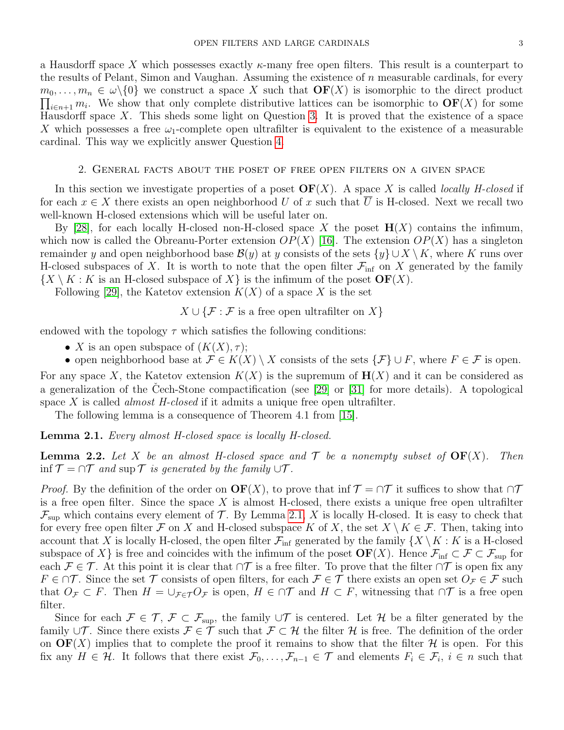a Hausdorff space $X$ which possesses exactly $\kappa$-many free open filters. This result is a counterpart to the results of Pelant, Simon and Vaughan. Assuming the existence of $n$ measurable cardinals, for every $m_0, \dots, m_n \in \omega\backslash\{0\}$ we construct a space $X$ such that $\mathbf{OF}(X)$ is isomorphic to the direct product $\prod_{i\in n+1} m_i$. We show that only complete distributive lattices can be isomorphic to $\mathbf{OF}(X)$ for some Hausdorff space $X$. This sheds some light on Question 3. It is proved that the existence of a space $X$ which possesses a free $\omega_1$-complete open ultrafilter is equivalent to the existence of a measurable cardinal. This way we explicitly answer Question 4.

## 2. General facts about the poset of free open filters on a given space

In this section we investigate properties of a poset $\mathbf{OF}(X)$. A space $X$ is called *locally H-closed* if for each $x \in X$ there exists an open neighborhood $U$ of $x$ such that $\overline{U}$ is H-closed. Next we recall two well-known H-closed extensions which will be useful later on.

By [28], for each locally H-closed non-H-closed space $X$ the poset $\mathbf{H}(X)$ contains the infimum, which now is called the Obreanu-Porter extension $OP(X)$ [16]. The extension $OP(X)$ has a singleton remainder $y$ and open neighborhood base $\mathcal{B}(y)$ at $y$ consists of the sets $\{y\} \cup X \setminus K$, where $K$ runs over H-closed subspaces of $X$. It is worth to note that the open filter $\mathcal{F}_{\inf}$ on $X$ generated by the family $\{X \setminus K : K$ is an H-closed subspace of $X\}$ is the infimum of the poset $\mathbf{OF}(X)$.

Following [29], the Katetov extension $K(X)$ of a space $X$ is the set

$$X \cup \{\mathcal{F} : \mathcal{F} \text{ is a free open ultrafilter on } X\}$$

endowed with the topology $\tau$ which satisfies the following conditions:

- $X$ is an open subspace of $(K(X), \tau)$;
- open neighborhood base at $\mathcal{F} \in K(X) \setminus X$ consists of the sets $\{\mathcal{F}\} \cup F$, where $F \in \mathcal{F}$ is open.

For any space $X$, the Katetov extension $K(X)$ is the supremum of $\mathbf{H}(X)$ and it can be considered as a generalization of the Čech-Stone compactification (see [29] or [31] for more details). A topological space $X$ is called *almost H-closed* if it admits a unique free open ultrafilter.

The following lemma is a consequence of Theorem 4.1 from [15].

**Lemma 2.1.** *Every almost H-closed space is locally H-closed.*

**Lemma 2.2.** *Let $X$ be an almost H-closed space and $\mathcal{T}$ be a nonempty subset of $\mathbf{OF}(X)$. Then $\inf \mathcal{T} = \cap \mathcal{T}$ and $\sup \mathcal{T}$ is generated by the family $\cup \mathcal{T}$.*

*Proof.* By the definition of the order on $\mathbf{OF}(X)$, to prove that $\inf \mathcal{T} = \cap \mathcal{T}$ it suffices to show that $\cap \mathcal{T}$ is a free open filter. Since the space $X$ is almost H-closed, there exists a unique free open ultrafilter $\mathcal{F}_{\sup}$ which contains every element of $\mathcal{T}$. By Lemma 2.1, $X$ is locally H-closed. It is easy to check that for every free open filter $\mathcal{F}$ on $X$ and H-closed subspace $K$ of $X$, the set $X \setminus K \in \mathcal{F}$. Then, taking into account that $X$ is locally H-closed, the open filter $\mathcal{F}_{\inf}$ generated by the family $\{X \setminus K : K$ is a H-closed subspace of $X\}$ is free and coincides with the infimum of the poset $\mathbf{OF}(X)$. Hence $\mathcal{F}_{\inf} \subset \mathcal{F} \subset \mathcal{F}_{\sup}$ for each $\mathcal{F} \in \mathcal{T}$. At this point it is clear that $\cap \mathcal{T}$ is a free filter. To prove that the filter $\cap \mathcal{T}$ is open fix any $F \in \cap \mathcal{T}$. Since the set $\mathcal{T}$ consists of open filters, for each $\mathcal{F} \in \mathcal{T}$ there exists an open set $O_{\mathcal{F}} \in \mathcal{F}$ such that $O_{\mathcal{F}} \subset F$. Then $H = \cup_{\mathcal{F}\in\mathcal{T}} O_{\mathcal{F}}$ is open, $H \in \cap \mathcal{T}$ and $H \subset F$, witnessing that $\cap \mathcal{T}$ is a free open filter.

Since for each $\mathcal{F} \in \mathcal{T}$, $\mathcal{F} \subset \mathcal{F}_{\sup}$, the family $\cup \mathcal{T}$ is centered. Let $\mathcal{H}$ be a filter generated by the family $\cup \mathcal{T}$. Since there exists $\mathcal{F} \in \mathcal{T}$ such that $\mathcal{F} \subset \mathcal{H}$ the filter $\mathcal{H}$ is free. The definition of the order on $\mathbf{OF}(X)$ implies that to complete the proof it remains to show that the filter $\mathcal{H}$ is open. For this fix any $H \in \mathcal{H}$. It follows that there exist $\mathcal{F}_0, \dots, \mathcal{F}_{n-1} \in \mathcal{T}$ and elements $F_i \in \mathcal{F}_i$, $i \in n$ such that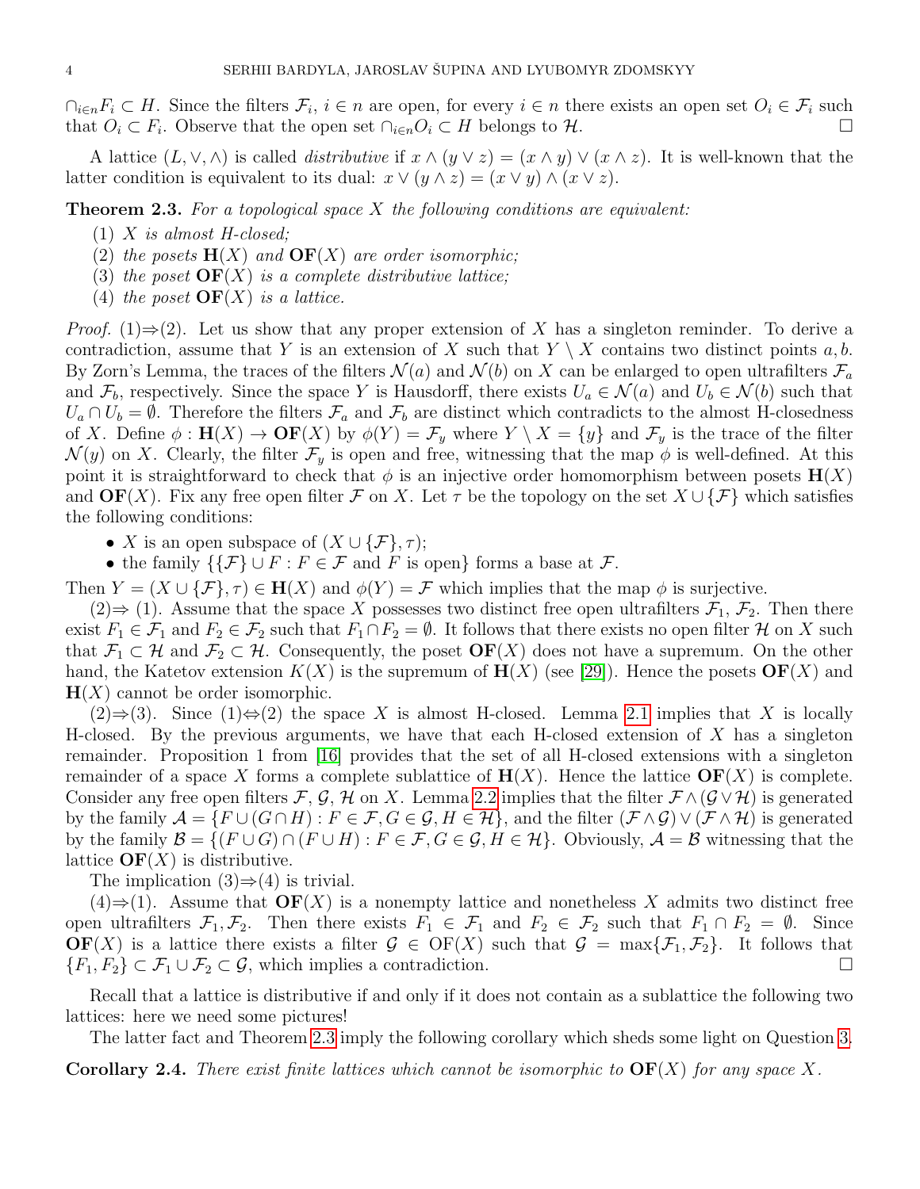$\cap_{i\in n}F_i \subset H$. Since the filters $\mathcal{F}_i$, $i \in n$ are open, for every $i \in n$ there exists an open set $O_i \in \mathcal{F}_i$ such that $O_i \subset F_i$. Observe that the open set $\cap_{i\in n}O_i \subset H$ belongs to $\mathcal{H}$. □

A lattice $(L, \vee, \wedge)$ is called *distributive* if $x \wedge (y \vee z) = (x \wedge y) \vee (x \wedge z)$. It is well-known that the latter condition is equivalent to its dual: $x \vee (y \wedge z) = (x \vee y) \wedge (x \vee z)$.

**Theorem 2.3.** *For a topological space $X$ the following conditions are equivalent:*

1. *$X$ is almost H-closed;*
2. *the posets $\mathbf{H}(X)$ and $\mathbf{OF}(X)$ are order isomorphic;*
3. *the poset $\mathbf{OF}(X)$ is a complete distributive lattice;*
4. *the poset $\mathbf{OF}(X)$ is a lattice.*

*Proof.* (1)⇒(2). Let us show that any proper extension of $X$ has a singleton reminder. To derive a contradiction, assume that $Y$ is an extension of $X$ such that $Y \setminus X$ contains two distinct points $a, b$. By Zorn's Lemma, the traces of the filters $\mathcal{N}(a)$ and $\mathcal{N}(b)$ on $X$ can be enlarged to open ultrafilters $\mathcal{F}_a$ and $\mathcal{F}_b$, respectively. Since the space $Y$ is Hausdorff, there exists $U_a \in \mathcal{N}(a)$ and $U_b \in \mathcal{N}(b)$ such that $U_a \cap U_b = \emptyset$. Therefore the filters $\mathcal{F}_a$ and $\mathcal{F}_b$ are distinct which contradicts to the almost H-closedness of $X$. Define $\phi : \mathbf{H}(X) \to \mathbf{OF}(X)$ by $\phi(Y) = \mathcal{F}_y$ where $Y \setminus X = \{y\}$ and $\mathcal{F}_y$ is the trace of the filter $\mathcal{N}(y)$ on $X$. Clearly, the filter $\mathcal{F}_y$ is open and free, witnessing that the map $\phi$ is well-defined. At this point it is straightforward to check that $\phi$ is an injective order homomorphism between posets $\mathbf{H}(X)$ and $\mathbf{OF}(X)$. Fix any free open filter $\mathcal{F}$ on $X$. Let $\tau$ be the topology on the set $X \cup \{\mathcal{F}\}$ which satisfies the following conditions:

- $X$ is an open subspace of $(X \cup \{\mathcal{F}\}, \tau)$;
- the family $\{\{\mathcal{F}\} \cup F : F \in \mathcal{F}$ and $F$ is open$\}$ forms a base at $\mathcal{F}$.

Then $Y = (X \cup \{\mathcal{F}\}, \tau) \in \mathbf{H}(X)$ and $\phi(Y) = \mathcal{F}$ which implies that the map $\phi$ is surjective.

(2)⇒ (1). Assume that the space $X$ possesses two distinct free open ultrafilters $\mathcal{F}_1$, $\mathcal{F}_2$. Then there exist $F_1 \in \mathcal{F}_1$ and $F_2 \in \mathcal{F}_2$ such that $F_1 \cap F_2 = \emptyset$. It follows that there exists no open filter $\mathcal{H}$ on $X$ such that $\mathcal{F}_1 \subset \mathcal{H}$ and $\mathcal{F}_2 \subset \mathcal{H}$. Consequently, the poset $\mathbf{OF}(X)$ does not have a supremum. On the other hand, the Katetov extension $K(X)$ is the supremum of $\mathbf{H}(X)$ (see [29]). Hence the posets $\mathbf{OF}(X)$ and $\mathbf{H}(X)$ cannot be order isomorphic.

(2)⇒(3). Since (1)⇔(2) the space $X$ is almost H-closed. Lemma 2.1 implies that $X$ is locally H-closed. By the previous arguments, we have that each H-closed extension of $X$ has a singleton remainder. Proposition 1 from [16] provides that the set of all H-closed extensions with a singleton remainder of a space $X$ forms a complete sublattice of $\mathbf{H}(X)$. Hence the lattice $\mathbf{OF}(X)$ is complete. Consider any free open filters $\mathcal{F}, \mathcal{G}, \mathcal{H}$ on $X$. Lemma 2.2 implies that the filter $\mathcal{F} \wedge (\mathcal{G} \vee \mathcal{H})$ is generated by the family $\mathcal{A} = \{F \cup (G \cap H) : F \in \mathcal{F}, G \in \mathcal{G}, H \in \mathcal{H}\}$, and the filter $(\mathcal{F} \wedge \mathcal{G}) \vee (\mathcal{F} \wedge \mathcal{H})$ is generated by the family $\mathcal{B} = \{(F \cup G) \cap (F \cup H) : F \in \mathcal{F}, G \in \mathcal{G}, H \in \mathcal{H}\}$. Obviously, $\mathcal{A} = \mathcal{B}$ witnessing that the lattice $\mathbf{OF}(X)$ is distributive.

The implication (3)⇒(4) is trivial.

(4)⇒(1). Assume that $\mathbf{OF}(X)$ is a nonempty lattice and nonetheless $X$ admits two distinct free open ultrafilters $\mathcal{F}_1, \mathcal{F}_2$. Then there exists $F_1 \in \mathcal{F}_1$ and $F_2 \in \mathcal{F}_2$ such that $F_1 \cap F_2 = \emptyset$. Since $\mathbf{OF}(X)$ is a lattice there exists a filter $\mathcal{G} \in \mathrm{OF}(X)$ such that $\mathcal{G} = \max\{\mathcal{F}_1, \mathcal{F}_2\}$. It follows that $\{F_1, F_2\} \subset \mathcal{F}_1 \cup \mathcal{F}_2 \subset \mathcal{G}$, which implies a contradiction. □

Recall that a lattice is distributive if and only if it does not contain as a sublattice the following two lattices: here we need some pictures!

The latter fact and Theorem 2.3 imply the following corollary which sheds some light on Question 3.

**Corollary 2.4.** *There exist finite lattices which cannot be isomorphic to $\mathbf{OF}(X)$ for any space $X$.*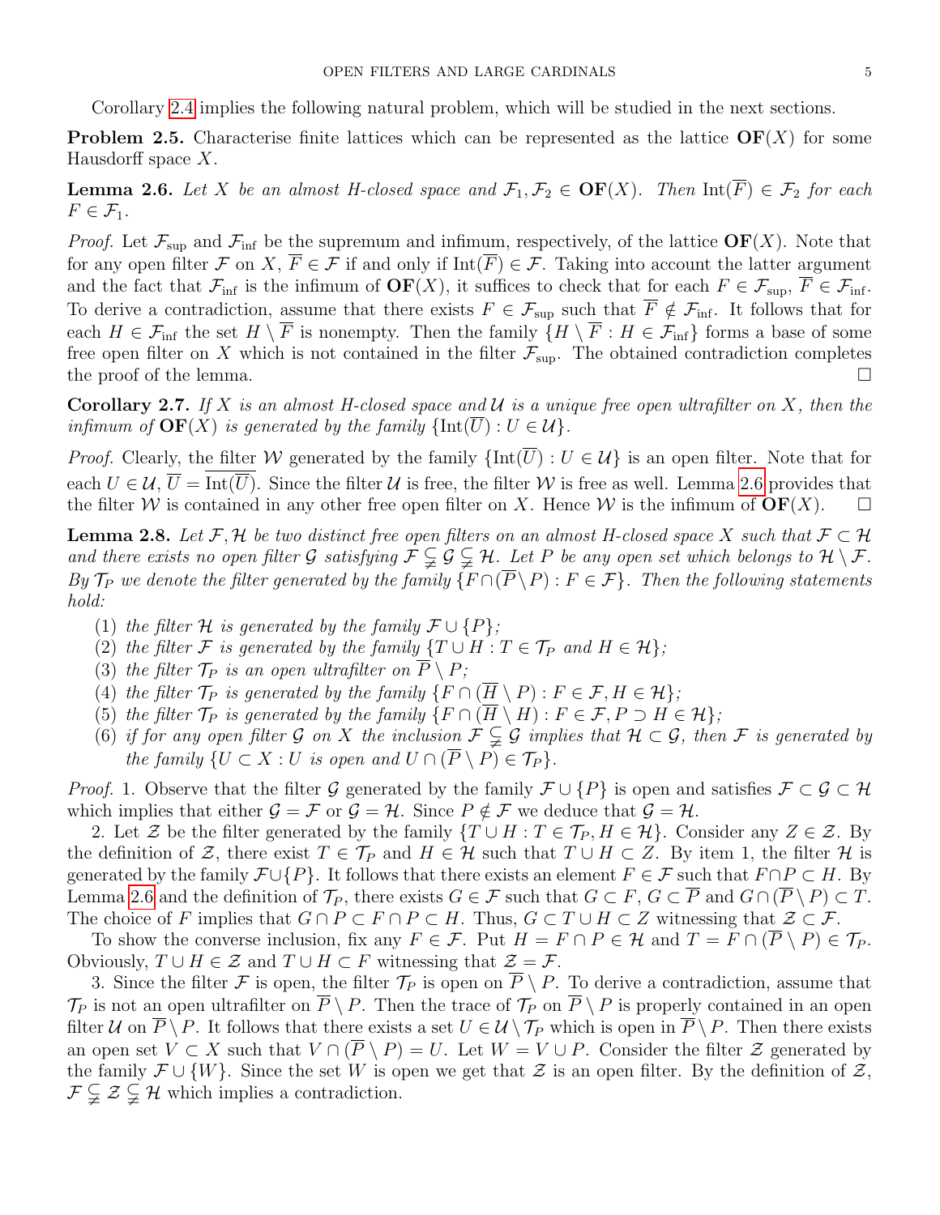Corollary 2.4 implies the following natural problem, which will be studied in the next sections.

**Problem 2.5.** Characterise finite lattices which can be represented as the lattice $\mathbf{OF}(X)$ for some Hausdorff space $X$.

**Lemma 2.6.** *Let $X$ be an almost H-closed space and $\mathcal{F}_1, \mathcal{F}_2 \in \mathbf{OF}(X)$. Then $\operatorname{Int}(\overline{F}) \in \mathcal{F}_2$ for each $F \in \mathcal{F}_1$.*

*Proof.* Let $\mathcal{F}_{\sup}$ and $\mathcal{F}_{\inf}$ be the supremum and infimum, respectively, of the lattice $\mathbf{OF}(X)$. Note that for any open filter $\mathcal{F}$ on $X$, $\overline{F} \in \mathcal{F}$ if and only if $\operatorname{Int}(\overline{F}) \in \mathcal{F}$. Taking into account the latter argument and the fact that $\mathcal{F}_{\inf}$ is the infimum of $\mathbf{OF}(X)$, it suffices to check that for each $F \in \mathcal{F}_{\sup}$, $\overline{F} \in \mathcal{F}_{\inf}$. To derive a contradiction, assume that there exists $F \in \mathcal{F}_{\sup}$ such that $\overline{F} \notin \mathcal{F}_{\inf}$. It follows that for each $H \in \mathcal{F}_{\inf}$ the set $H \setminus \overline{F}$ is nonempty. Then the family $\{H \setminus \overline{F} : H \in \mathcal{F}_{\inf}\}$ forms a base of some free open filter on $X$ which is not contained in the filter $\mathcal{F}_{\sup}$. The obtained contradiction completes the proof of the lemma. $\square$

**Corollary 2.7.** *If $X$ is an almost H-closed space and $\mathcal{U}$ is a unique free open ultrafilter on $X$, then the infimum of $\mathbf{OF}(X)$ is generated by the family $\{\operatorname{Int}(\overline{U}) : U \in \mathcal{U}\}$.*

*Proof.* Clearly, the filter $\mathcal{W}$ generated by the family $\{\operatorname{Int}(\overline{U}) : U \in \mathcal{U}\}$ is an open filter. Note that for each $U \in \mathcal{U}$, $\overline{U} = \overline{\operatorname{Int}(\overline{U})}$. Since the filter $\mathcal{U}$ is free, the filter $\mathcal{W}$ is free as well. Lemma 2.6 provides that the filter $\mathcal{W}$ is contained in any other free open filter on $X$. Hence $\mathcal{W}$ is the infimum of $\mathbf{OF}(X)$. $\square$

**Lemma 2.8.** *Let $\mathcal{F}, \mathcal{H}$ be two distinct free open filters on an almost H-closed space $X$ such that $\mathcal{F} \subset \mathcal{H}$ and there exists no open filter $\mathcal{G}$ satisfying $\mathcal{F} \subsetneq \mathcal{G} \subsetneq \mathcal{H}$. Let $P$ be any open set which belongs to $\mathcal{H} \setminus \mathcal{F}$. By $\mathcal{T}_P$ we denote the filter generated by the family $\{F \cap (\overline{P} \setminus P) : F \in \mathcal{F}\}$. Then the following statements hold:*

1. *the filter $\mathcal{H}$ is generated by the family $\mathcal{F} \cup \{P\}$;*
2. *the filter $\mathcal{F}$ is generated by the family $\{T \cup H : T \in \mathcal{T}_P \text{ and } H \in \mathcal{H}\}$;*
3. *the filter $\mathcal{T}_P$ is an open ultrafilter on $\overline{P} \setminus P$;*
4. *the filter $\mathcal{T}_P$ is generated by the family $\{F \cap (\overline{H} \setminus P) : F \in \mathcal{F}, H \in \mathcal{H}\}$;*
5. *the filter $\mathcal{T}_P$ is generated by the family $\{F \cap (\overline{H} \setminus H) : F \in \mathcal{F}, P \supset H \in \mathcal{H}\}$;*
6. *if for any open filter $\mathcal{G}$ on $X$ the inclusion $\mathcal{F} \subsetneq \mathcal{G}$ implies that $\mathcal{H} \subset \mathcal{G}$, then $\mathcal{F}$ is generated by the family $\{U \subset X : U \text{ is open and } U \cap (\overline{P} \setminus P) \in \mathcal{T}_P\}$.*

*Proof.* 1. Observe that the filter $\mathcal{G}$ generated by the family $\mathcal{F} \cup \{P\}$ is open and satisfies $\mathcal{F} \subset \mathcal{G} \subset \mathcal{H}$ which implies that either $\mathcal{G} = \mathcal{F}$ or $\mathcal{G} = \mathcal{H}$. Since $P \notin \mathcal{F}$ we deduce that $\mathcal{G} = \mathcal{H}$.

2. Let $\mathcal{Z}$ be the filter generated by the family $\{T \cup H : T \in \mathcal{T}_P, H \in \mathcal{H}\}$. Consider any $Z \in \mathcal{Z}$. By the definition of $\mathcal{Z}$, there exist $T \in \mathcal{T}_P$ and $H \in \mathcal{H}$ such that $T \cup H \subset Z$. By item 1, the filter $\mathcal{H}$ is generated by the family $\mathcal{F} \cup \{P\}$. It follows that there exists an element $F \in \mathcal{F}$ such that $F \cap P \subset H$. By Lemma 2.6 and the definition of $\mathcal{T}_P$, there exists $G \in \mathcal{F}$ such that $G \subset F$, $G \subset \overline{P}$ and $G \cap (\overline{P} \setminus P) \subset T$. The choice of $F$ implies that $G \cap P \subset F \cap P \subset H$. Thus, $G \subset T \cup H \subset Z$ witnessing that $\mathcal{Z} \subset \mathcal{F}$.

To show the converse inclusion, fix any $F \in \mathcal{F}$. Put $H = F \cap P \in \mathcal{H}$ and $T = F \cap (\overline{P} \setminus P) \in \mathcal{T}_P$. Obviously, $T \cup H \in \mathcal{Z}$ and $T \cup H \subset F$ witnessing that $\mathcal{Z} = \mathcal{F}$.

3. Since the filter $\mathcal{F}$ is open, the filter $\mathcal{T}_P$ is open on $\overline{P} \setminus P$. To derive a contradiction, assume that $\mathcal{T}_P$ is not an open ultrafilter on $\overline{P} \setminus P$. Then the trace of $\mathcal{T}_P$ on $\overline{P} \setminus P$ is properly contained in an open filter $\mathcal{U}$ on $\overline{P} \setminus P$. It follows that there exists a set $U \in \mathcal{U} \setminus \mathcal{T}_P$ which is open in $\overline{P} \setminus P$. Then there exists an open set $V \subset X$ such that $V \cap (\overline{P} \setminus P) = U$. Let $W = V \cup P$. Consider the filter $\mathcal{Z}$ generated by the family $\mathcal{F} \cup \{W\}$. Since the set $W$ is open we get that $\mathcal{Z}$ is an open filter. By the definition of $\mathcal{Z}$, $\mathcal{F} \subsetneq \mathcal{Z} \subsetneq \mathcal{H}$ which implies a contradiction.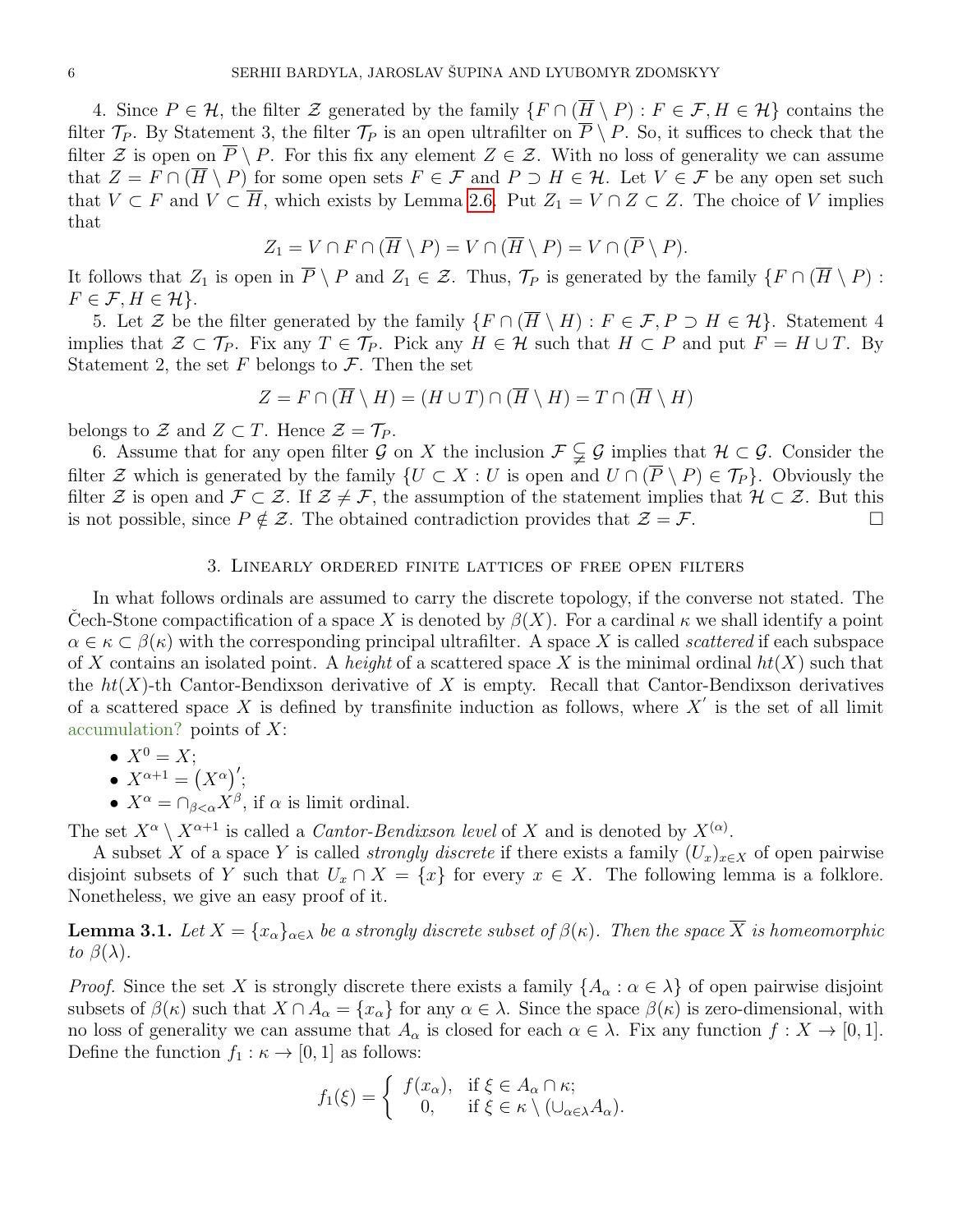4. Since $P \in \mathcal{H}$, the filter $\mathcal{Z}$ generated by the family $\{F \cap (\overline{H} \setminus P) : F \in \mathcal{F}, H \in \mathcal{H}\}$ contains the filter $\mathcal{T}_P$. By Statement 3, the filter $\mathcal{T}_P$ is an open ultrafilter on $\overline{P} \setminus P$. So, it suffices to check that the filter $\mathcal{Z}$ is open on $\overline{P} \setminus P$. For this fix any element $Z \in \mathcal{Z}$. With no loss of generality we can assume that $Z = F \cap (\overline{H} \setminus P)$ for some open sets $F \in \mathcal{F}$ and $P \supset H \in \mathcal{H}$. Let $V \in \mathcal{F}$ be any open set such that $V \subset F$ and $V \subset \overline{H}$, which exists by Lemma 2.6. Put $Z_1 = V \cap Z \subset Z$. The choice of $V$ implies that

$$Z_1 = V \cap F \cap (\overline{H} \setminus P) = V \cap (\overline{H} \setminus P) = V \cap (\overline{P} \setminus P).$$

It follows that $Z_1$ is open in $\overline{P} \setminus P$ and $Z_1 \in \mathcal{Z}$. Thus, $\mathcal{T}_P$ is generated by the family $\{F \cap (\overline{H} \setminus P) : F \in \mathcal{F}, H \in \mathcal{H}\}$.

5. Let $\mathcal{Z}$ be the filter generated by the family $\{F \cap (\overline{H} \setminus H) : F \in \mathcal{F}, P \supset H \in \mathcal{H}\}$. Statement 4 implies that $\mathcal{Z} \subset \mathcal{T}_P$. Fix any $T \in \mathcal{T}_P$. Pick any $H \in \mathcal{H}$ such that $H \subset P$ and put $F = H \cup T$. By Statement 2, the set $F$ belongs to $\mathcal{F}$. Then the set

$$Z = F \cap (\overline{H} \setminus H) = (H \cup T) \cap (\overline{H} \setminus H) = T \cap (\overline{H} \setminus H)$$

belongs to $\mathcal{Z}$ and $Z \subset T$. Hence $\mathcal{Z} = \mathcal{T}_P$.

6. Assume that for any open filter $\mathcal{G}$ on $X$ the inclusion $\mathcal{F} \subsetneq \mathcal{G}$ implies that $\mathcal{H} \subset \mathcal{G}$. Consider the filter $\mathcal{Z}$ which is generated by the family $\{U \subset X : U \text{ is open and } U \cap (\overline{P} \setminus P) \in \mathcal{T}_P\}$. Obviously the filter $\mathcal{Z}$ is open and $\mathcal{F} \subset \mathcal{Z}$. If $\mathcal{Z} \neq \mathcal{F}$, the assumption of the statement implies that $\mathcal{H} \subset \mathcal{Z}$. But this is not possible, since $P \notin \mathcal{Z}$. The obtained contradiction provides that $\mathcal{Z} = \mathcal{F}$. $\square$

## 3. Linearly ordered finite lattices of free open filters

In what follows ordinals are assumed to carry the discrete topology, if the converse not stated. The Čech-Stone compactification of a space $X$ is denoted by $\beta(X)$. For a cardinal $\kappa$ we shall identify a point $\alpha \in \kappa \subset \beta(\kappa)$ with the corresponding principal ultrafilter. A space $X$ is called *scattered* if each subspace of $X$ contains an isolated point. A *height* of a scattered space $X$ is the minimal ordinal $ht(X)$ such that the $ht(X)$-th Cantor-Bendixson derivative of $X$ is empty. Recall that Cantor-Bendixson derivatives of a scattered space $X$ is defined by transfinite induction as follows, where $X'$ is the set of all limit accumulation? points of $X$:

- $X^0 = X$;
- $X^{\alpha+1} = \left(X^{\alpha}\right)'$;
- $X^{\alpha} = \cap_{\beta<\alpha} X^{\beta}$, if $\alpha$ is limit ordinal.

The set $X^{\alpha} \setminus X^{\alpha+1}$ is called a *Cantor-Bendixson level* of $X$ and is denoted by $X^{(\alpha)}$.

A subset $X$ of a space $Y$ is called *strongly discrete* if there exists a family $(U_x)_{x\in X}$ of open pairwise disjoint subsets of $Y$ such that $U_x \cap X = \{x\}$ for every $x \in X$. The following lemma is a folklore. Nonetheless, we give an easy proof of it.

**Lemma 3.1.** *Let $X = \{x_\alpha\}_{\alpha\in\lambda}$ be a strongly discrete subset of $\beta(\kappa)$. Then the space $\overline{X}$ is homeomorphic to $\beta(\lambda)$.*

*Proof.* Since the set $X$ is strongly discrete there exists a family $\{A_\alpha : \alpha \in \lambda\}$ of open pairwise disjoint subsets of $\beta(\kappa)$ such that $X \cap A_\alpha = \{x_\alpha\}$ for any $\alpha \in \lambda$. Since the space $\beta(\kappa)$ is zero-dimensional, with no loss of generality we can assume that $A_\alpha$ is closed for each $\alpha \in \lambda$. Fix any function $f : X \to [0, 1]$. Define the function $f_1 : \kappa \to [0, 1]$ as follows:

$$f_1(\xi) = \begin{cases} f(x_\alpha), & \text{if } \xi \in A_\alpha \cap \kappa; \\ 0, & \text{if } \xi \in \kappa \setminus (\cup_{\alpha\in\lambda} A_\alpha). \end{cases}$$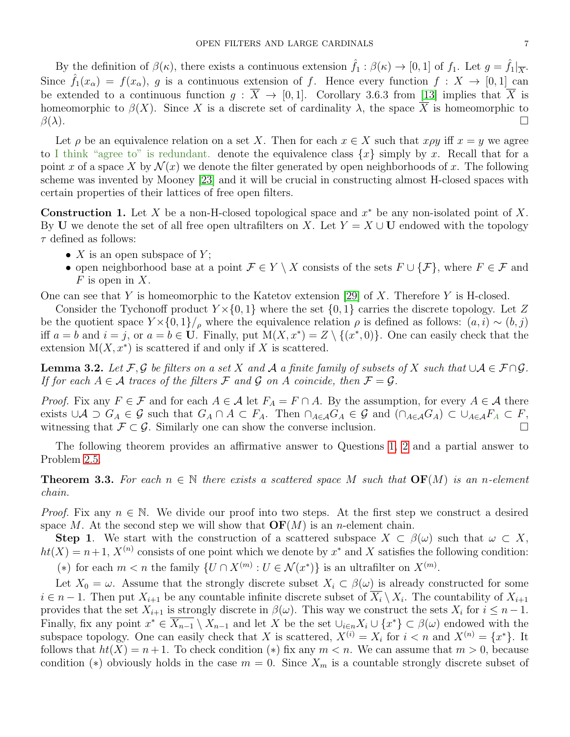By the definition of $\beta(\kappa)$, there exists a continuous extension $\hat{f}_1 : \beta(\kappa) \to [0,1]$ of $f_1$. Let $g = \hat{f}_1|_{\overline{X}}$. Since $\hat{f}_1(x_\alpha) = f(x_\alpha)$, $g$ is a continuous extension of $f$. Hence every function $f : X \to [0,1]$ can be extended to a continuous function $g : \overline{X} \to [0,1]$. Corollary 3.6.3 from [13] implies that $\overline{X}$ is homeomorphic to $\beta(X)$. Since $X$ is a discrete set of cardinality $\lambda$, the space $\overline{X}$ is homeomorphic to $\beta(\lambda)$. □

Let $\rho$ be an equivalence relation on a set $X$. Then for each $x \in X$ such that $x\rho y$ iff $x = y$ we agree to I think "agree to" is redundant. denote the equivalence class $\{x\}$ simply by $x$. Recall that for a point $x$ of a space $X$ by $\mathcal{N}(x)$ we denote the filter generated by open neighborhoods of $x$. The following scheme was invented by Mooney [23] and it will be crucial in constructing almost H-closed spaces with certain properties of their lattices of free open filters.

**Construction 1.** Let $X$ be a non-H-closed topological space and $x^*$ be any non-isolated point of $X$. By $\mathbf{U}$ we denote the set of all free open ultrafilters on $X$. Let $Y = X \cup \mathbf{U}$ endowed with the topology $\tau$ defined as follows:

- $X$ is an open subspace of $Y$;
- open neighborhood base at a point $\mathcal{F} \in Y \setminus X$ consists of the sets $F \cup \{\mathcal{F}\}$, where $F \in \mathcal{F}$ and $F$ is open in $X$.

One can see that $Y$ is homeomorphic to the Katetov extension [29] of $X$. Therefore $Y$ is H-closed.

Consider the Tychonoff product $Y \times \{0,1\}$ where the set $\{0,1\}$ carries the discrete topology. Let $Z$ be the quotient space $Y \times \{0,1\}/_\rho$ where the equivalence relation $\rho$ is defined as follows: $(a,i) \sim (b,j)$ iff $a = b$ and $i = j$, or $a = b \in \mathbf{U}$. Finally, put $\mathrm{M}(X, x^*) = Z \setminus \{(x^*, 0)\}$. One can easily check that the extension $\mathrm{M}(X, x^*)$ is scattered if and only if $X$ is scattered.

**Lemma 3.2.** *Let $\mathcal{F}, \mathcal{G}$ be filters on a set $X$ and $\mathcal{A}$ a finite family of subsets of $X$ such that $\cup\mathcal{A} \in \mathcal{F} \cap \mathcal{G}$. If for each $A \in \mathcal{A}$ traces of the filters $\mathcal{F}$ and $\mathcal{G}$ on $A$ coincide, then $\mathcal{F} = \mathcal{G}$.*

*Proof.* Fix any $F \in \mathcal{F}$ and for each $A \in \mathcal{A}$ let $F_A = F \cap A$. By the assumption, for every $A \in \mathcal{A}$ there exists $\cup\mathcal{A} \supset G_A \in \mathcal{G}$ such that $G_A \cap A \subset F_A$. Then $\cap_{A \in \mathcal{A}} G_A \in \mathcal{G}$ and $(\cap_{A \in \mathcal{A}} G_A) \subset \cup_{A \in \mathcal{A}} F_A \subset F$, witnessing that $\mathcal{F} \subset \mathcal{G}$. Similarly one can show the converse inclusion. □

The following theorem provides an affirmative answer to Questions 1, 2 and a partial answer to Problem 2.5.

**Theorem 3.3.** *For each $n \in \mathbb{N}$ there exists a scattered space $M$ such that $\mathbf{OF}(M)$ is an $n$-element chain.*

*Proof.* Fix any $n \in \mathbb{N}$. We divide our proof into two steps. At the first step we construct a desired space $M$. At the second step we will show that $\mathbf{OF}(M)$ is an $n$-element chain.

**Step 1**. We start with the construction of a scattered subspace $X \subset \beta(\omega)$ such that $\omega \subset X$, $ht(X) = n+1$, $X^{(n)}$ consists of one point which we denote by $x^*$ and $X$ satisfies the following condition:

$(*)$ for each $m < n$ the family $\{U \cap X^{(m)} : U \in \mathcal{N}(x^*)\}$ is an ultrafilter on $X^{(m)}$.

Let $X_0 = \omega$. Assume that the strongly discrete subset $X_i \subset \beta(\omega)$ is already constructed for some $i \in n-1$. Then put $X_{i+1}$ be any countable infinite discrete subset of $\overline{X_i} \setminus X_i$. The countability of $X_{i+1}$ provides that the set $X_{i+1}$ is strongly discrete in $\beta(\omega)$. This way we construct the sets $X_i$ for $i \leq n-1$. Finally, fix any point $x^* \in \overline{X_{n-1}} \setminus X_{n-1}$ and let $X$ be the set $\cup_{i \in n} X_i \cup \{x^*\} \subset \beta(\omega)$ endowed with the subspace topology. One can easily check that $X$ is scattered, $X^{(i)} = X_i$ for $i < n$ and $X^{(n)} = \{x^*\}$. It follows that $ht(X) = n+1$. To check condition $(*)$ fix any $m < n$. We can assume that $m > 0$, because condition $(*)$ obviously holds in the case $m = 0$. Since $X_m$ is a countable strongly discrete subset of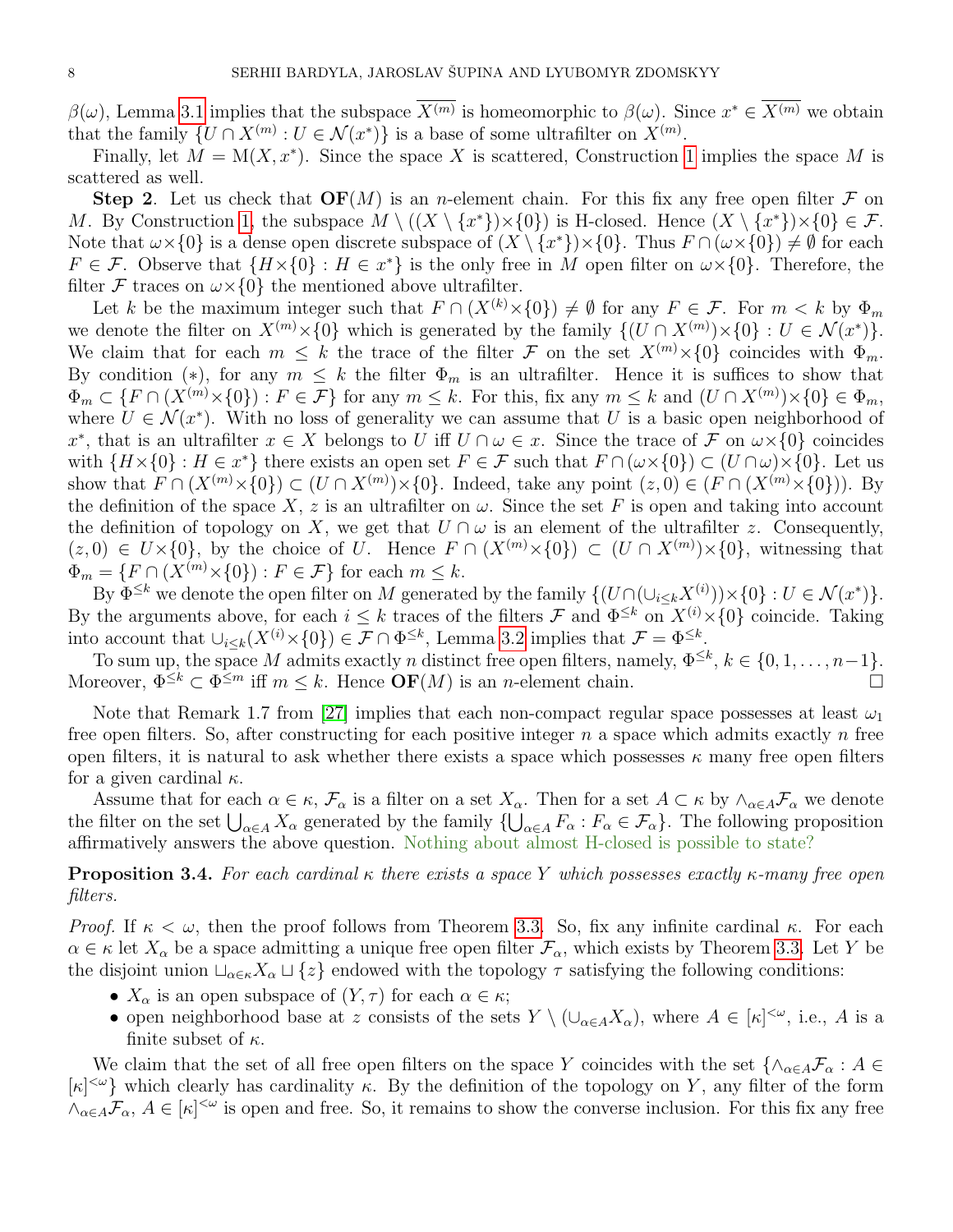$\beta(\omega)$, Lemma 3.1 implies that the subspace $\overline{X^{(m)}}$ is homeomorphic to $\beta(\omega)$. Since $x^* \in \overline{X^{(m)}}$ we obtain that the family $\{U \cap X^{(m)} : U \in \mathcal{N}(x^*)\}$ is a base of some ultrafilter on $X^{(m)}$.

Finally, let $M = \mathrm{M}(X, x^*)$. Since the space $X$ is scattered, Construction 1 implies the space $M$ is scattered as well.

**Step 2**. Let us check that $\mathbf{OF}(M)$ is an $n$-element chain. For this fix any free open filter $\mathcal{F}$ on $M$. By Construction 1, the subspace $M \setminus ((X \setminus \{x^*\}) \times \{0\})$ is H-closed. Hence $(X \setminus \{x^*\}) \times \{0\} \in \mathcal{F}$. Note that $\omega \times \{0\}$ is a dense open discrete subspace of $(X \setminus \{x^*\}) \times \{0\}$. Thus $F \cap (\omega \times \{0\}) \neq \emptyset$ for each $F \in \mathcal{F}$. Observe that $\{H \times \{0\} : H \in x^*\}$ is the only free in $M$ open filter on $\omega \times \{0\}$. Therefore, the filter $\mathcal{F}$ traces on $\omega \times \{0\}$ the mentioned above ultrafilter.

Let $k$ be the maximum integer such that $F \cap (X^{(k)} \times \{0\}) \neq \emptyset$ for any $F \in \mathcal{F}$. For $m < k$ by $\Phi_m$ we denote the filter on $X^{(m)} \times \{0\}$ which is generated by the family $\{(U \cap X^{(m)}) \times \{0\} : U \in \mathcal{N}(x^*)\}$. We claim that for each $m \leq k$ the trace of the filter $\mathcal{F}$ on the set $X^{(m)} \times \{0\}$ coincides with $\Phi_m$. By condition $(*)$, for any $m \leq k$ the filter $\Phi_m$ is an ultrafilter. Hence it is suffices to show that $\Phi_m \subset \{F \cap (X^{(m)} \times \{0\}) : F \in \mathcal{F}\}$ for any $m \leq k$. For this, fix any $m \leq k$ and $(U \cap X^{(m)}) \times \{0\} \in \Phi_m$, where $U \in \mathcal{N}(x^*)$. With no loss of generality we can assume that $U$ is a basic open neighborhood of $x^*$, that is an ultrafilter $x \in X$ belongs to $U$ iff $U \cap \omega \in x$. Since the trace of $\mathcal{F}$ on $\omega \times \{0\}$ coincides with $\{H \times \{0\} : H \in x^*\}$ there exists an open set $F \in \mathcal{F}$ such that $F \cap (\omega \times \{0\}) \subset (U \cap \omega) \times \{0\}$. Let us show that $F \cap (X^{(m)} \times \{0\}) \subset (U \cap X^{(m)}) \times \{0\}$. Indeed, take any point $(z, 0) \in (F \cap (X^{(m)} \times \{0\}))$. By the definition of the space $X$, $z$ is an ultrafilter on $\omega$. Since the set $F$ is open and taking into account the definition of topology on $X$, we get that $U \cap \omega$ is an element of the ultrafilter $z$. Consequently, $(z, 0) \in U \times \{0\}$, by the choice of $U$. Hence $F \cap (X^{(m)} \times \{0\}) \subset (U \cap X^{(m)}) \times \{0\}$, witnessing that $\Phi_m = \{F \cap (X^{(m)} \times \{0\}) : F \in \mathcal{F}\}$ for each $m \leq k$.

By $\Phi^{\leq k}$ we denote the open filter on $M$ generated by the family $\{(U \cap (\cup_{i \leq k} X^{(i)})) \times \{0\} : U \in \mathcal{N}(x^*)\}$. By the arguments above, for each $i \leq k$ traces of the filters $\mathcal{F}$ and $\Phi^{\leq k}$ on $X^{(i)} \times \{0\}$ coincide. Taking into account that $\cup_{i \leq k}(X^{(i)} \times \{0\}) \in \mathcal{F} \cap \Phi^{\leq k}$, Lemma 3.2 implies that $\mathcal{F} = \Phi^{\leq k}$.

To sum up, the space $M$ admits exactly $n$ distinct free open filters, namely, $\Phi^{\leq k}$, $k \in \{0, 1, \ldots, n-1\}$. Moreover, $\Phi^{\leq k} \subset \Phi^{\leq m}$ iff $m \leq k$. Hence $\mathbf{OF}(M)$ is an $n$-element chain. □

Note that Remark 1.7 from [27] implies that each non-compact regular space possesses at least $\omega_1$ free open filters. So, after constructing for each positive integer $n$ a space which admits exactly $n$ free open filters, it is natural to ask whether there exists a space which possesses $\kappa$ many free open filters for a given cardinal $\kappa$.

Assume that for each $\alpha \in \kappa$, $\mathcal{F}_\alpha$ is a filter on a set $X_\alpha$. Then for a set $A \subset \kappa$ by $\wedge_{\alpha \in A} \mathcal{F}_\alpha$ we denote the filter on the set $\bigcup_{\alpha \in A} X_\alpha$ generated by the family $\{\bigcup_{\alpha \in A} F_\alpha : F_\alpha \in \mathcal{F}_\alpha\}$. The following proposition affirmatively answers the above question. Nothing about almost H-closed is possible to state?

**Proposition 3.4.** *For each cardinal $\kappa$ there exists a space $Y$ which possesses exactly $\kappa$-many free open filters.*

*Proof.* If $\kappa < \omega$, then the proof follows from Theorem 3.3. So, fix any infinite cardinal $\kappa$. For each $\alpha \in \kappa$ let $X_\alpha$ be a space admitting a unique free open filter $\mathcal{F}_\alpha$, which exists by Theorem 3.3. Let $Y$ be the disjoint union $\sqcup_{\alpha \in \kappa} X_\alpha \sqcup \{z\}$ endowed with the topology $\tau$ satisfying the following conditions:

- $X_\alpha$ is an open subspace of $(Y, \tau)$ for each $\alpha \in \kappa$;
- open neighborhood base at $z$ consists of the sets $Y \setminus (\cup_{\alpha \in A} X_\alpha)$, where $A \in [\kappa]^{<\omega}$, i.e., $A$ is a finite subset of $\kappa$.

We claim that the set of all free open filters on the space $Y$ coincides with the set $\{\wedge_{\alpha \in A} \mathcal{F}_\alpha : A \in [\kappa]^{<\omega}\}$ which clearly has cardinality $\kappa$. By the definition of the topology on $Y$, any filter of the form $\wedge_{\alpha \in A} \mathcal{F}_\alpha$, $A \in [\kappa]^{<\omega}$ is open and free. So, it remains to show the converse inclusion. For this fix any free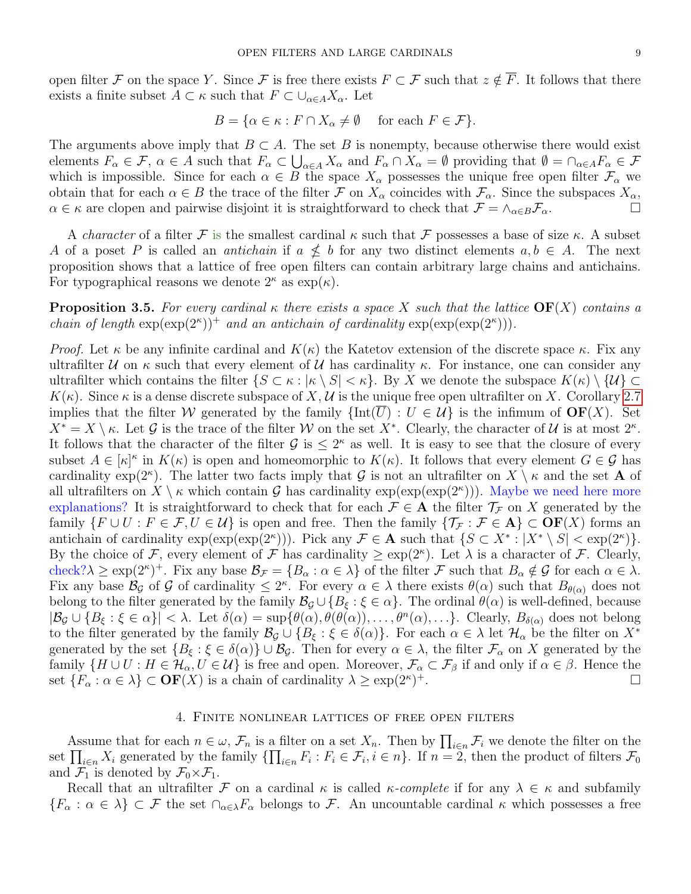open filter $\mathcal{F}$ on the space $Y$. Since $\mathcal{F}$ is free there exists $F \subset \mathcal{F}$ such that $z \notin \overline{F}$. It follows that there exists a finite subset $A \subset \kappa$ such that $F \subset \cup_{\alpha \in A} X_\alpha$. Let

$$B = \{\alpha \in \kappa : F \cap X_\alpha \neq \emptyset \quad \text{for each } F \in \mathcal{F}\}.$$

The arguments above imply that $B \subset A$. The set $B$ is nonempty, because otherwise there would exist elements $F_\alpha \in \mathcal{F}$, $\alpha \in A$ such that $F_\alpha \subset \bigcup_{\alpha \in A} X_\alpha$ and $F_\alpha \cap X_\alpha = \emptyset$ providing that $\emptyset = \cap_{\alpha \in A} F_\alpha \in \mathcal{F}$ which is impossible. Since for each $\alpha \in B$ the space $X_\alpha$ possesses the unique free open filter $\mathcal{F}_\alpha$ we obtain that for each $\alpha \in B$ the trace of the filter $\mathcal{F}$ on $X_\alpha$ coincides with $\mathcal{F}_\alpha$. Since the subspaces $X_\alpha$, $\alpha \in \kappa$ are clopen and pairwise disjoint it is straightforward to check that $\mathcal{F} = \wedge_{\alpha \in B} \mathcal{F}_\alpha$. $\square$

A *character* of a filter $\mathcal{F}$ is the smallest cardinal $\kappa$ such that $\mathcal{F}$ possesses a base of size $\kappa$. A subset $A$ of a poset $P$ is called an *antichain* if $a \not\leq b$ for any two distinct elements $a, b \in A$. The next proposition shows that a lattice of free open filters can contain arbitrary large chains and antichains. For typographical reasons we denote $2^\kappa$ as $\exp(\kappa)$.

**Proposition 3.5.** *For every cardinal $\kappa$ there exists a space $X$ such that the lattice $\mathbf{OF}(X)$ contains a chain of length $\exp(\exp(2^\kappa))^+$ and an antichain of cardinality $\exp(\exp(\exp(2^\kappa)))$.*

*Proof.* Let $\kappa$ be any infinite cardinal and $K(\kappa)$ the Katetov extension of the discrete space $\kappa$. Fix any ultrafilter $\mathcal{U}$ on $\kappa$ such that every element of $\mathcal{U}$ has cardinality $\kappa$. For instance, one can consider any ultrafilter which contains the filter $\{S \subset \kappa : |\kappa \setminus S| < \kappa\}$. By $X$ we denote the subspace $K(\kappa) \setminus \{\mathcal{U}\} \subset K(\kappa)$. Since $\kappa$ is a dense discrete subspace of $X$, $\mathcal{U}$ is the unique free open ultrafilter on $X$. Corollary 2.7 implies that the filter $\mathcal{W}$ generated by the family $\{\mathrm{Int}(\overline{U}) : U \in \mathcal{U}\}$ is the infimum of $\mathbf{OF}(X)$. Set $X^* = X \setminus \kappa$. Let $\mathcal{G}$ is the trace of the filter $\mathcal{W}$ on the set $X^*$. Clearly, the character of $\mathcal{U}$ is at most $2^\kappa$. It follows that the character of the filter $\mathcal{G}$ is $\leq 2^\kappa$ as well. It is easy to see that the closure of every subset $A \in [\kappa]^\kappa$ in $K(\kappa)$ is open and homeomorphic to $K(\kappa)$. It follows that every element $G \in \mathcal{G}$ has cardinality $\exp(2^\kappa)$. The latter two facts imply that $\mathcal{G}$ is not an ultrafilter on $X \setminus \kappa$ and the set $\mathbf{A}$ of all ultrafilters on $X \setminus \kappa$ which contain $\mathcal{G}$ has cardinality $\exp(\exp(\exp(2^\kappa)))$. Maybe we need here more explanations? It is straightforward to check that for each $\mathcal{F} \in \mathbf{A}$ the filter $\mathcal{T}_\mathcal{F}$ on $X$ generated by the family $\{F \cup U : F \in \mathcal{F}, U \in \mathcal{U}\}$ is open and free. Then the family $\{\mathcal{T}_\mathcal{F} : \mathcal{F} \in \mathbf{A}\} \subset \mathbf{OF}(X)$ forms an antichain of cardinality $\exp(\exp(\exp(2^\kappa)))$. Pick any $\mathcal{F} \in \mathbf{A}$ such that $\{S \subset X^* : |X^* \setminus S| < \exp(2^\kappa)\}$. By the choice of $\mathcal{F}$, every element of $\mathcal{F}$ has cardinality $\geq \exp(2^\kappa)$. Let $\lambda$ is a character of $\mathcal{F}$. Clearly, check?$\lambda \geq \exp(2^\kappa)^+$. Fix any base $\mathcal{B}_\mathcal{F} = \{B_\alpha : \alpha \in \lambda\}$ of the filter $\mathcal{F}$ such that $B_\alpha \notin \mathcal{G}$ for each $\alpha \in \lambda$. Fix any base $\mathcal{B}_\mathcal{G}$ of $\mathcal{G}$ of cardinality $\leq 2^\kappa$. For every $\alpha \in \lambda$ there exists $\theta(\alpha)$ such that $B_{\theta(\alpha)}$ does not belong to the filter generated by the family $\mathcal{B}_\mathcal{G} \cup \{B_\xi : \xi \in \alpha\}$. The ordinal $\theta(\alpha)$ is well-defined, because $|\mathcal{B}_\mathcal{G} \cup \{B_\xi : \xi \in \alpha\}| < \lambda$. Let $\delta(\alpha) = \sup\{\theta(\alpha), \theta(\theta(\alpha)), \ldots, \theta^n(\alpha), \ldots\}$. Clearly, $B_{\delta(\alpha)}$ does not belong to the filter generated by the family $\mathcal{B}_\mathcal{G} \cup \{B_\xi : \xi \in \delta(\alpha)\}$. For each $\alpha \in \lambda$ let $\mathcal{H}_\alpha$ be the filter on $X^*$ generated by the set $\{B_\xi : \xi \in \delta(\alpha)\} \cup \mathcal{B}_\mathcal{G}$. Then for every $\alpha \in \lambda$, the filter $\mathcal{F}_\alpha$ on $X$ generated by the family $\{H \cup U : H \in \mathcal{H}_\alpha, U \in \mathcal{U}\}$ is free and open. Moreover, $\mathcal{F}_\alpha \subset \mathcal{F}_\beta$ if and only if $\alpha \in \beta$. Hence the set $\{F_\alpha : \alpha \in \lambda\} \subset \mathbf{OF}(X)$ is a chain of cardinality $\lambda \geq \exp(2^\kappa)^+$. $\square$

## 4. Finite nonlinear lattices of free open filters

Assume that for each $n \in \omega$, $\mathcal{F}_n$ is a filter on a set $X_n$. Then by $\prod_{i \in n} \mathcal{F}_i$ we denote the filter on the set $\prod_{i \in n} X_i$ generated by the family $\{\prod_{i \in n} F_i : F_i \in \mathcal{F}_i, i \in n\}$. If $n = 2$, then the product of filters $\mathcal{F}_0$ and $\mathcal{F}_1$ is denoted by $\mathcal{F}_0 \times \mathcal{F}_1$.

Recall that an ultrafilter $\mathcal{F}$ on a cardinal $\kappa$ is called *$\kappa$-complete* if for any $\lambda \in \kappa$ and subfamily $\{F_\alpha : \alpha \in \lambda\} \subset \mathcal{F}$ the set $\cap_{\alpha \in \lambda} F_\alpha$ belongs to $\mathcal{F}$. An uncountable cardinal $\kappa$ which possesses a free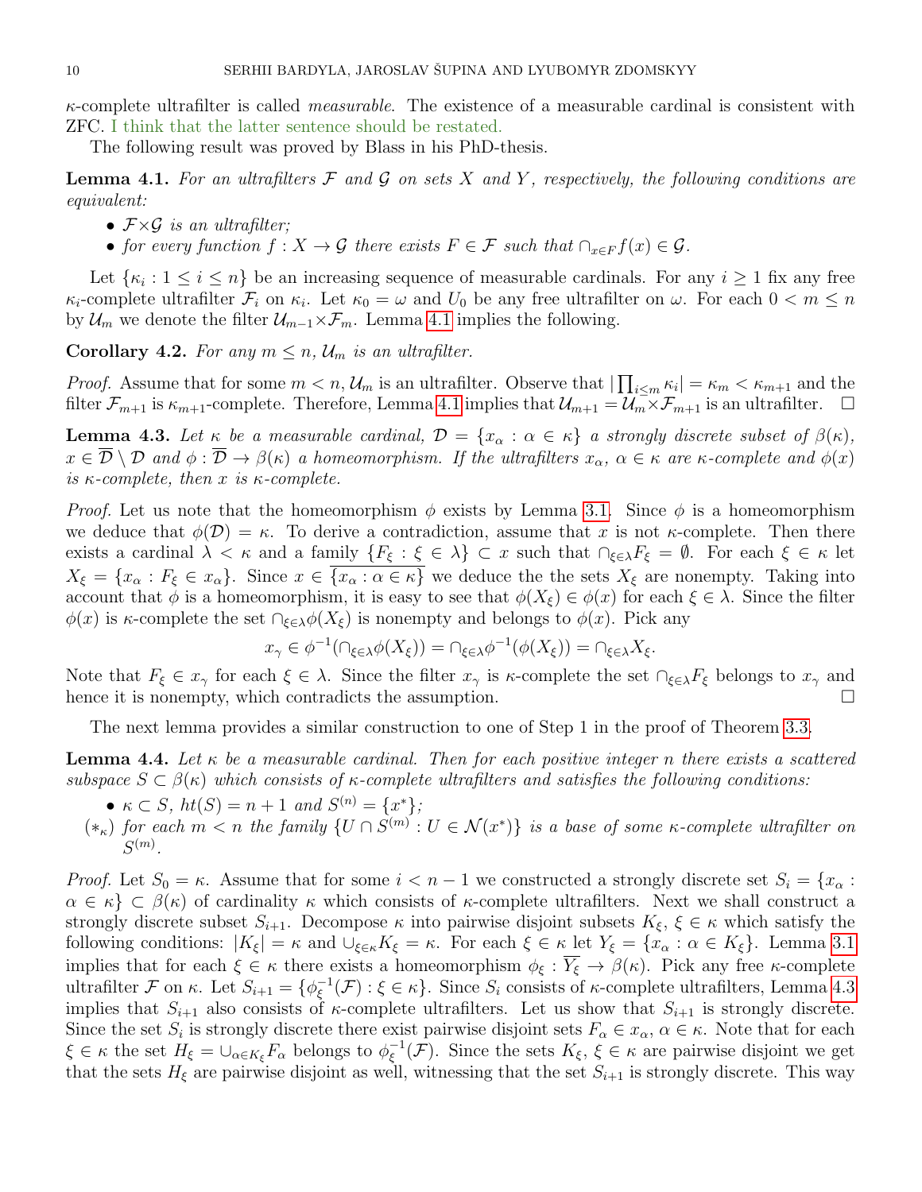$\kappa$-complete ultrafilter is called *measurable*. The existence of a measurable cardinal is consistent with ZFC. I think that the latter sentence should be restated.

The following result was proved by Blass in his PhD-thesis.

**Lemma 4.1.** *For an ultrafilters $\mathcal{F}$ and $\mathcal{G}$ on sets $X$ and $Y$, respectively, the following conditions are equivalent:*

- *$\mathcal{F}\times\mathcal{G}$ is an ultrafilter;*
- *for every function $f : X \to \mathcal{G}$ there exists $F \in \mathcal{F}$ such that $\cap_{x\in F} f(x) \in \mathcal{G}$.*

Let $\{\kappa_i : 1 \leq i \leq n\}$ be an increasing sequence of measurable cardinals. For any $i \geq 1$ fix any free $\kappa_i$-complete ultrafilter $\mathcal{F}_i$ on $\kappa_i$. Let $\kappa_0 = \omega$ and $U_0$ be any free ultrafilter on $\omega$. For each $0 < m \leq n$ by $\mathcal{U}_m$ we denote the filter $\mathcal{U}_{m-1}\times\mathcal{F}_m$. Lemma 4.1 implies the following.

**Corollary 4.2.** *For any $m \leq n$, $\mathcal{U}_m$ is an ultrafilter.*

*Proof.* Assume that for some $m < n$, $\mathcal{U}_m$ is an ultrafilter. Observe that $|\prod_{i\leq m} \kappa_i| = \kappa_m < \kappa_{m+1}$ and the filter $\mathcal{F}_{m+1}$ is $\kappa_{m+1}$-complete. Therefore, Lemma 4.1 implies that $\mathcal{U}_{m+1} = \mathcal{U}_m\times\mathcal{F}_{m+1}$ is an ultrafilter. $\square$

**Lemma 4.3.** *Let $\kappa$ be a measurable cardinal, $\mathcal{D} = \{x_\alpha : \alpha \in \kappa\}$ a strongly discrete subset of $\beta(\kappa)$, $x \in \overline{\mathcal{D}} \setminus \mathcal{D}$ and $\phi : \overline{\mathcal{D}} \to \beta(\kappa)$ a homeomorphism. If the ultrafilters $x_\alpha$, $\alpha \in \kappa$ are $\kappa$-complete and $\phi(x)$ is $\kappa$-complete, then $x$ is $\kappa$-complete.*

*Proof.* Let us note that the homeomorphism $\phi$ exists by Lemma 3.1. Since $\phi$ is a homeomorphism we deduce that $\phi(\mathcal{D}) = \kappa$. To derive a contradiction, assume that $x$ is not $\kappa$-complete. Then there exists a cardinal $\lambda < \kappa$ and a family $\{F_\xi : \xi \in \lambda\} \subset x$ such that $\cap_{\xi\in\lambda} F_\xi = \emptyset$. For each $\xi \in \kappa$ let $X_\xi = \{x_\alpha : F_\xi \in x_\alpha\}$. Since $x \in \overline{\{x_\alpha : \alpha \in \kappa\}}$ we deduce the the sets $X_\xi$ are nonempty. Taking into account that $\phi$ is a homeomorphism, it is easy to see that $\phi(X_\xi) \in \phi(x)$ for each $\xi \in \lambda$. Since the filter $\phi(x)$ is $\kappa$-complete the set $\cap_{\xi\in\lambda}\phi(X_\xi)$ is nonempty and belongs to $\phi(x)$. Pick any

$$x_\gamma \in \phi^{-1}(\cap_{\xi\in\lambda}\phi(X_\xi)) = \cap_{\xi\in\lambda}\phi^{-1}(\phi(X_\xi)) = \cap_{\xi\in\lambda} X_\xi.$$

Note that $F_\xi \in x_\gamma$ for each $\xi \in \lambda$. Since the filter $x_\gamma$ is $\kappa$-complete the set $\cap_{\xi\in\lambda} F_\xi$ belongs to $x_\gamma$ and hence it is nonempty, which contradicts the assumption. $\square$

The next lemma provides a similar construction to one of Step 1 in the proof of Theorem 3.3.

**Lemma 4.4.** *Let $\kappa$ be a measurable cardinal. Then for each positive integer $n$ there exists a scattered subspace $S \subset \beta(\kappa)$ which consists of $\kappa$-complete ultrafilters and satisfies the following conditions:*

- *$\kappa \subset S$, $ht(S) = n + 1$ and $S^{(n)} = \{x^*\}$;*
- $(*_\kappa)$ *for each $m < n$ the family $\{U \cap S^{(m)} : U \in \mathcal{N}(x^*)\}$ is a base of some $\kappa$-complete ultrafilter on $S^{(m)}$.*

*Proof.* Let $S_0 = \kappa$. Assume that for some $i < n - 1$ we constructed a strongly discrete set $S_i = \{x_\alpha : \alpha \in \kappa\} \subset \beta(\kappa)$ of cardinality $\kappa$ which consists of $\kappa$-complete ultrafilters. Next we shall construct a strongly discrete subset $S_{i+1}$. Decompose $\kappa$ into pairwise disjoint subsets $K_\xi$, $\xi \in \kappa$ which satisfy the following conditions: $|K_\xi| = \kappa$ and $\cup_{\xi\in\kappa} K_\xi = \kappa$. For each $\xi \in \kappa$ let $Y_\xi = \{x_\alpha : \alpha \in K_\xi\}$. Lemma 3.1 implies that for each $\xi \in \kappa$ there exists a homeomorphism $\phi_\xi : \overline{Y_\xi} \to \beta(\kappa)$. Pick any free $\kappa$-complete ultrafilter $\mathcal{F}$ on $\kappa$. Let $S_{i+1} = \{\phi_\xi^{-1}(\mathcal{F}) : \xi \in \kappa\}$. Since $S_i$ consists of $\kappa$-complete ultrafilters, Lemma 4.3 implies that $S_{i+1}$ also consists of $\kappa$-complete ultrafilters. Let us show that $S_{i+1}$ is strongly discrete. Since the set $S_i$ is strongly discrete there exist pairwise disjoint sets $F_\alpha \in x_\alpha$, $\alpha \in \kappa$. Note that for each $\xi \in \kappa$ the set $H_\xi = \cup_{\alpha\in K_\xi} F_\alpha$ belongs to $\phi_\xi^{-1}(\mathcal{F})$. Since the sets $K_\xi$, $\xi \in \kappa$ are pairwise disjoint we get that the sets $H_\xi$ are pairwise disjoint as well, witnessing that the set $S_{i+1}$ is strongly discrete. This way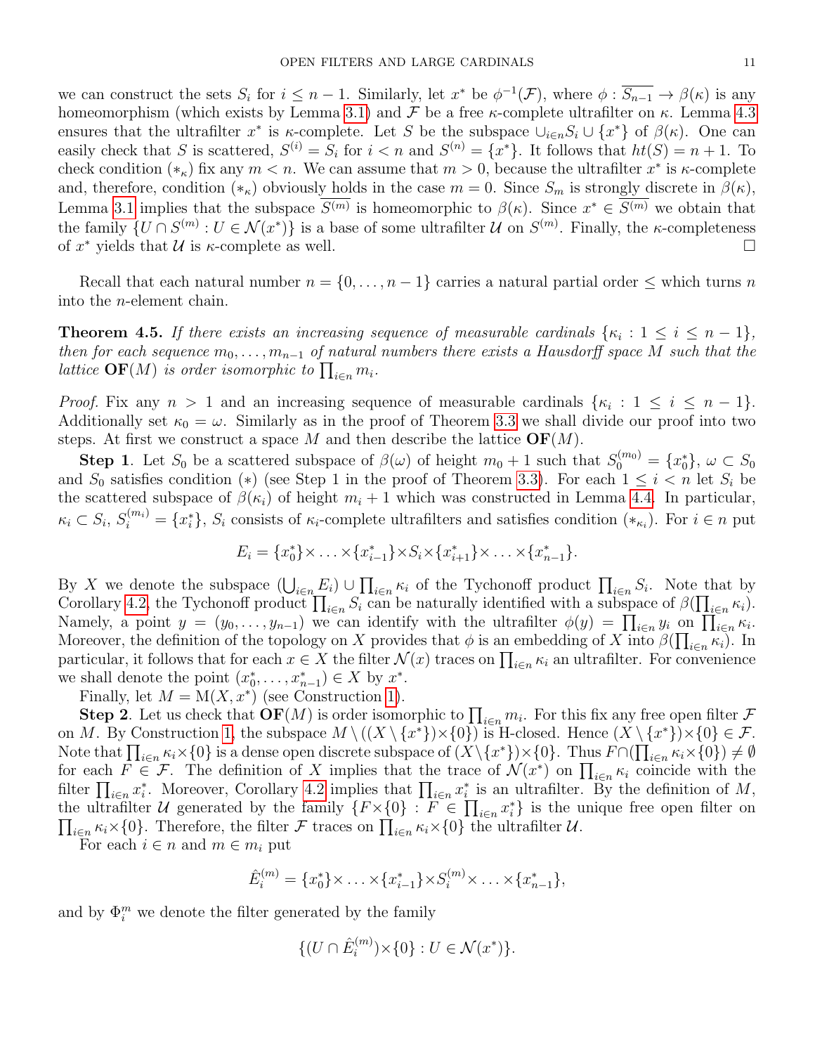we can construct the sets $S_i$ for $i \le n-1$. Similarly, let $x^*$ be $\phi^{-1}(\mathcal{F})$, where $\phi : \overline{S_{n-1}} \to \beta(\kappa)$ is any homeomorphism (which exists by Lemma 3.1) and $\mathcal{F}$ be a free $\kappa$-complete ultrafilter on $\kappa$. Lemma 4.3 ensures that the ultrafilter $x^*$ is $\kappa$-complete. Let $S$ be the subspace $\cup_{i\in n} S_i \cup \{x^*\}$ of $\beta(\kappa)$. One can easily check that $S$ is scattered, $S^{(i)} = S_i$ for $i < n$ and $S^{(n)} = \{x^*\}$. It follows that $ht(S) = n+1$. To check condition $(*_\kappa)$ fix any $m < n$. We can assume that $m > 0$, because the ultrafilter $x^*$ is $\kappa$-complete and, therefore, condition $(*_\kappa)$ obviously holds in the case $m = 0$. Since $S_m$ is strongly discrete in $\beta(\kappa)$, Lemma 3.1 implies that the subspace $\overline{S^{(m)}}$ is homeomorphic to $\beta(\kappa)$. Since $x^* \in \overline{S^{(m)}}$ we obtain that the family $\{U \cap S^{(m)} : U \in \mathcal{N}(x^*)\}$ is a base of some ultrafilter $\mathcal{U}$ on $S^{(m)}$. Finally, the $\kappa$-completeness of $x^*$ yields that $\mathcal{U}$ is $\kappa$-complete as well. □

Recall that each natural number $n = \{0, \dots, n-1\}$ carries a natural partial order $\le$ which turns $n$ into the $n$-element chain.

**Theorem 4.5.** *If there exists an increasing sequence of measurable cardinals $\{\kappa_i : 1 \le i \le n-1\}$, then for each sequence $m_0, \dots, m_{n-1}$ of natural numbers there exists a Hausdorff space $M$ such that the lattice $\mathbf{OF}(M)$ is order isomorphic to $\prod_{i\in n} m_i$.*

*Proof.* Fix any $n > 1$ and an increasing sequence of measurable cardinals $\{\kappa_i : 1 \le i \le n-1\}$. Additionally set $\kappa_0 = \omega$. Similarly as in the proof of Theorem 3.3 we shall divide our proof into two steps. At first we construct a space $M$ and then describe the lattice $\mathbf{OF}(M)$.

**Step 1**. Let $S_0$ be a scattered subspace of $\beta(\omega)$ of height $m_0+1$ such that $S_0^{(m_0)} = \{x_0^*\}$, $\omega \subset S_0$ and $S_0$ satisfies condition $(*)$ (see Step 1 in the proof of Theorem 3.3). For each $1 \le i < n$ let $S_i$ be the scattered subspace of $\beta(\kappa_i)$ of height $m_i + 1$ which was constructed in Lemma 4.4. In particular, $\kappa_i \subset S_i$, $S_i^{(m_i)} = \{x_i^*\}$, $S_i$ consists of $\kappa_i$-complete ultrafilters and satisfies condition $(*_{\kappa_i})$. For $i \in n$ put

$$E_i = \{x_0^*\}\times \ldots \times\{x_{i-1}^*\}\times S_i \times\{x_{i+1}^*\}\times \ldots \times\{x_{n-1}^*\}.$$

By $X$ we denote the subspace $(\bigcup_{i\in n} E_i) \cup \prod_{i\in n} \kappa_i$ of the Tychonoff product $\prod_{i\in n} S_i$. Note that by Corollary 4.2, the Tychonoff product $\prod_{i\in n} S_i$ can be naturally identified with a subspace of $\beta(\prod_{i\in n}\kappa_i)$. Namely, a point $y = (y_0, \dots, y_{n-1})$ we can identify with the ultrafilter $\phi(y) = \prod_{i\in n} y_i$ on $\prod_{i\in n}\kappa_i$. Moreover, the definition of the topology on $X$ provides that $\phi$ is an embedding of $X$ into $\beta(\prod_{i\in n}\kappa_i)$. In particular, it follows that for each $x \in X$ the filter $\mathcal{N}(x)$ traces on $\prod_{i\in n}\kappa_i$ an ultrafilter. For convenience we shall denote the point $(x_0^*, \dots, x_{n-1}^*) \in X$ by $x^*$.

Finally, let $M = \mathrm{M}(X, x^*)$ (see Construction 1).

**Step 2**. Let us check that $\mathbf{OF}(M)$ is order isomorphic to $\prod_{i\in n} m_i$. For this fix any free open filter $\mathcal{F}$ on $M$. By Construction 1, the subspace $M \setminus ((X\setminus\{x^*\})\times\{0\})$ is H-closed. Hence $(X\setminus\{x^*\})\times\{0\} \in \mathcal{F}$. Note that $\prod_{i\in n}\kappa_i\times\{0\}$ is a dense open discrete subspace of $(X\setminus\{x^*\})\times\{0\}$. Thus $F\cap(\prod_{i\in n}\kappa_i\times\{0\}) \neq \emptyset$ for each $F \in \mathcal{F}$. The definition of $X$ implies that the trace of $\mathcal{N}(x^*)$ on $\prod_{i\in n}\kappa_i$ coincide with the filter $\prod_{i\in n} x_i^*$. Moreover, Corollary 4.2 implies that $\prod_{i\in n} x_i^*$ is an ultrafilter. By the definition of $M$, the ultrafilter $\mathcal{U}$ generated by the family $\{F\times\{0\} : F \in \prod_{i\in n} x_i^*\}$ is the unique free open filter on $\prod_{i\in n}\kappa_i\times\{0\}$. Therefore, the filter $\mathcal{F}$ traces on $\prod_{i\in n}\kappa_i\times\{0\}$ the ultrafilter $\mathcal{U}$.

For each $i \in n$ and $m \in m_i$ put

$$\hat{E}_i^{(m)} = \{x_0^*\}\times \ldots \times\{x_{i-1}^*\}\times S_i^{(m)}\times \ldots \times\{x_{n-1}^*\},$$

and by $\Phi_i^m$ we denote the filter generated by the family

$$\{(U \cap \hat{E}_i^{(m)})\times\{0\} : U \in \mathcal{N}(x^*)\}.$$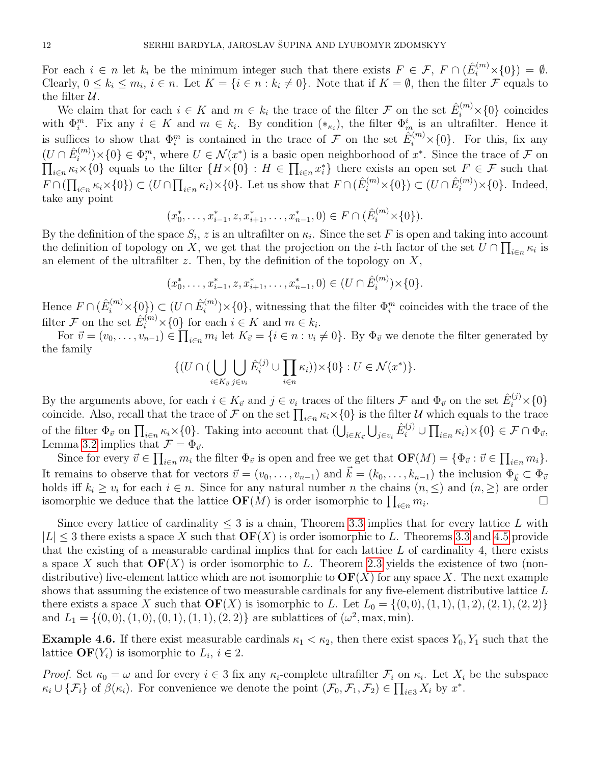For each $i \in n$ let $k_i$ be the minimum integer such that there exists $F \in \mathcal{F}$, $F \cap (\hat{E}_i^{(m)} \times \{0\}) = \emptyset$. Clearly, $0 \le k_i \le m_i$, $i \in n$. Let $K = \{i \in n : k_i \neq 0\}$. Note that if $K = \emptyset$, then the filter $\mathcal{F}$ equals to the filter $\mathcal{U}$.

We claim that for each $i \in K$ and $m \in k_i$ the trace of the filter $\mathcal{F}$ on the set $\hat{E}_i^{(m)} \times \{0\}$ coincides with $\Phi_i^m$. Fix any $i \in K$ and $m \in k_i$. By condition $(*_{\kappa_i})$, the filter $\Phi_m^i$ is an ultrafilter. Hence it is suffices to show that $\Phi_i^m$ is contained in the trace of $\mathcal{F}$ on the set $\hat{E}_i^{(m)} \times \{0\}$. For this, fix any $(U \cap \hat{E}_i^{(m)}) \times \{0\} \in \Phi_i^m$, where $U \in \mathcal{N}(x^*)$ is a basic open neighborhood of $x^*$. Since the trace of $\mathcal{F}$ on $\prod_{i\in n} \kappa_i \times \{0\}$ equals to the filter $\{H \times \{0\} : H \in \prod_{i \in n} x_i^*\}$ there exists an open set $F \in \mathcal{F}$ such that $F \cap (\prod_{i\in n} \kappa_i \times \{0\}) \subset (U \cap \prod_{i \in n} \kappa_i) \times \{0\}$. Let us show that $F \cap (\hat{E}_i^{(m)} \times \{0\}) \subset (U \cap \hat{E}_i^{(m)}) \times \{0\}$. Indeed, take any point

$$(x_0^*, \dots, x_{i-1}^*, z, x_{i+1}^*, \dots, x_{n-1}^*, 0) \in F \cap (\hat{E}_i^{(m)} \times \{0\}).$$

By the definition of the space $S_i$, $z$ is an ultrafilter on $\kappa_i$. Since the set $F$ is open and taking into account the definition of topology on $X$, we get that the projection on the $i$-th factor of the set $U \cap \prod_{i\in n} \kappa_i$ is an element of the ultrafilter $z$. Then, by the definition of the topology on $X$,

$$(x_0^*, \dots, x_{i-1}^*, z, x_{i+1}^*, \dots, x_{n-1}^*, 0) \in (U \cap \hat{E}_i^{(m)}) \times \{0\}.$$

Hence $F \cap (\hat{E}_i^{(m)} \times \{0\}) \subset (U \cap \hat{E}_i^{(m)}) \times \{0\}$, witnessing that the filter $\Phi_i^m$ coincides with the trace of the filter $\mathcal{F}$ on the set $\hat{E}_i^{(m)} \times \{0\}$ for each $i \in K$ and $m \in k_i$.

For $\vec{v} = (v_0, \dots, v_{n-1}) \in \prod_{i \in n} m_i$ let $K_{\vec{v}} = \{i \in n : v_i \neq 0\}$. By $\Phi_{\vec{v}}$ we denote the filter generated by the family

$$\{(U \cap (\bigcup_{i \in K_{\vec{v}}} \bigcup_{j \in v_i} \hat{E}_i^{(j)} \cup \prod_{i\in n} \kappa_i)) \times \{0\} : U \in \mathcal{N}(x^*)\}.$$

By the arguments above, for each $i \in K_{\vec{v}}$ and $j \in v_i$ traces of the filters $\mathcal{F}$ and $\Phi_{\vec{v}}$ on the set $\hat{E}_i^{(j)} \times \{0\}$ coincide. Also, recall that the trace of $\mathcal{F}$ on the set $\prod_{i\in n} \kappa_i \times \{0\}$ is the filter $\mathcal{U}$ which equals to the trace of the filter $\Phi_{\vec{v}}$ on $\prod_{i\in n}\kappa_i \times \{0\}$. Taking into account that $(\bigcup_{i \in K_{\vec{v}}} \bigcup_{j\in v_i} \hat{E}_i^{(j)} \cup \prod_{i \in n} \kappa_i) \times \{0\} \in \mathcal{F} \cap \Phi_{\vec{v}}$, Lemma 3.2 implies that $\mathcal{F} = \Phi_{\vec{v}}$.

Since for every $\vec{v} \in \prod_{i\in n} m_i$ the filter $\Phi_{\vec{v}}$ is open and free we get that $\mathbf{OF}(M) = \{\Phi_{\vec{v}} : \vec{v} \in \prod_{i \in n} m_i\}$. It remains to observe that for vectors $\vec{v} = (v_0, \dots, v_{n-1})$ and $\vec{k} = (k_0, \dots, k_{n-1})$ the inclusion $\Phi_{\vec{k}} \subset \Phi_{\vec{v}}$ holds iff $k_i \ge v_i$ for each $i \in n$. Since for any natural number $n$ the chains $(n, \le)$ and $(n, \ge)$ are order isomorphic we deduce that the lattice $\mathbf{OF}(M)$ is order isomorphic to $\prod_{i\in n} m_i$. □

Since every lattice of cardinality $\le 3$ is a chain, Theorem 3.3 implies that for every lattice $L$ with $|L| \le 3$ there exists a space $X$ such that $\mathbf{OF}(X)$ is order isomorphic to $L$. Theorems 3.3 and 4.5 provide that the existing of a measurable cardinal implies that for each lattice $L$ of cardinality 4, there exists a space $X$ such that $\mathbf{OF}(X)$ is order isomorphic to $L$. Theorem 2.3 yields the existence of two (non-distributive) five-element lattice which are not isomorphic to $\mathbf{OF}(X)$ for any space $X$. The next example shows that assuming the existence of two measurable cardinals for any five-element distributive lattice $L$ there exists a space $X$ such that $\mathbf{OF}(X)$ is isomorphic to $L$. Let $L_0 = \{(0,0), (1,1), (1,2), (2,1), (2,2)\}$ and $L_1 = \{(0,0), (1,0), (0,1), (1,1), (2,2)\}$ are sublattices of $(\omega^2, \max, \min)$.

**Example 4.6.** If there exist measurable cardinals $\kappa_1 < \kappa_2$, then there exist spaces $Y_0, Y_1$ such that the lattice $\mathbf{OF}(Y_i)$ is isomorphic to $L_i$, $i \in 2$.

*Proof.* Set $\kappa_0 = \omega$ and for every $i \in 3$ fix any $\kappa_i$-complete ultrafilter $\mathcal{F}_i$ on $\kappa_i$. Let $X_i$ be the subspace $\kappa_i \cup \{\mathcal{F}_i\}$ of $\beta(\kappa_i)$. For convenience we denote the point $(\mathcal{F}_0, \mathcal{F}_1, \mathcal{F}_2) \in \prod_{i\in 3} X_i$ by $x^*$.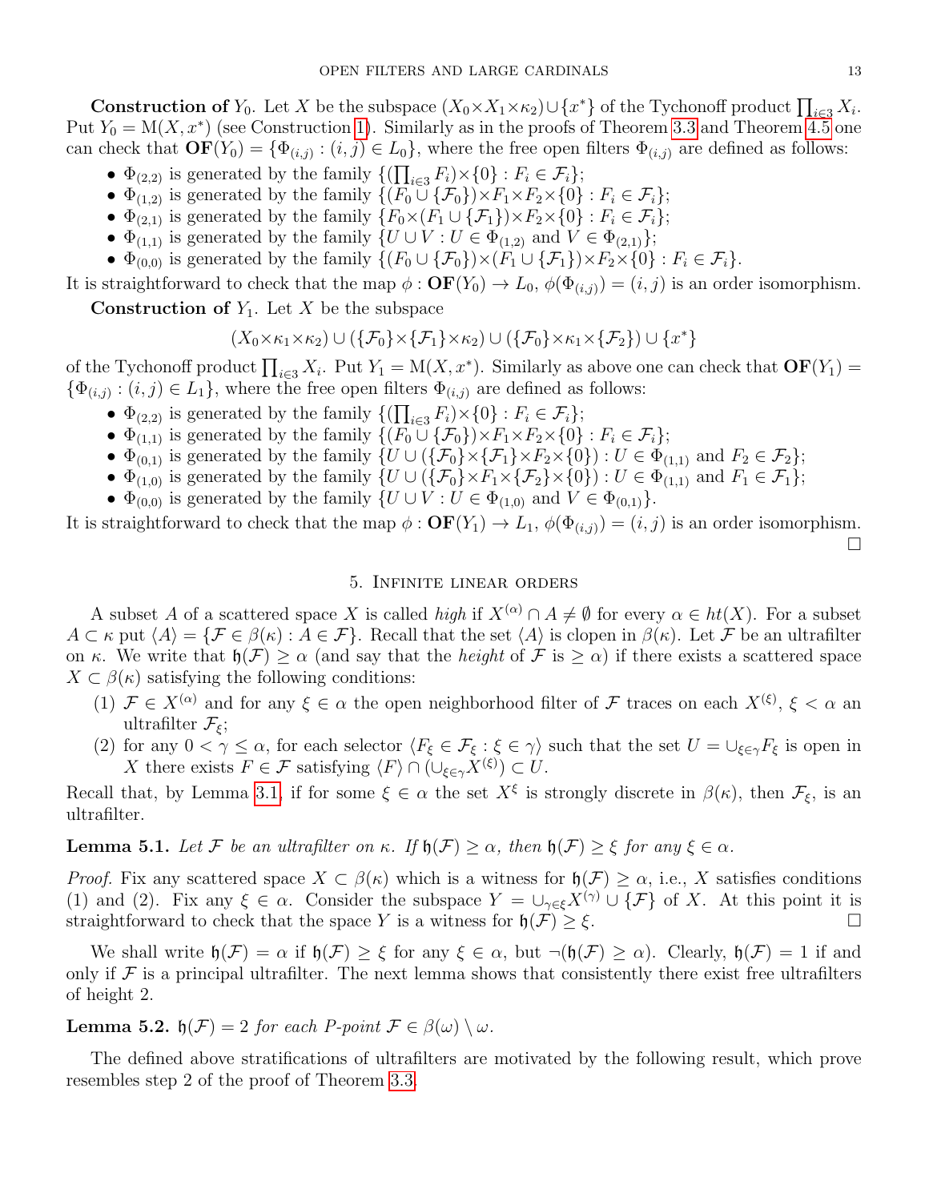**Construction of $Y_0$.** Let $X$ be the subspace $(X_0{\times}X_1{\times}\kappa_2)\cup\{x^*\}$ of the Tychonoff product $\prod_{i\in 3} X_i$. Put $Y_0 = \mathrm{M}(X,x^*)$ (see Construction 1). Similarly as in the proofs of Theorem 3.3 and Theorem 4.5 one can check that $\mathbf{OF}(Y_0) = \{\Phi_{(i,j)} : (i,j)\in L_0\}$, where the free open filters $\Phi_{(i,j)}$ are defined as follows:

- $\Phi_{(2,2)}$ is generated by the family $\{(\prod_{i\in 3} F_i){\times}\{0\} : F_i \in \mathcal{F}_i\}$;
- $\Phi_{(1,2)}$ is generated by the family $\{(F_0\cup\{\mathcal{F}_0\}){\times}F_1{\times}F_2{\times}\{0\} : F_i\in\mathcal{F}_i\}$;
- $\Phi_{(2,1)}$ is generated by the family $\{F_0{\times}(F_1\cup\{\mathcal{F}_1\}){\times}F_2{\times}\{0\} : F_i\in\mathcal{F}_i\}$;
- $\Phi_{(1,1)}$ is generated by the family $\{U\cup V : U\in\Phi_{(1,2)} \text{ and } V\in\Phi_{(2,1)}\}$;
- $\Phi_{(0,0)}$ is generated by the family $\{(F_0\cup\{\mathcal{F}_0\}){\times}(F_1\cup\{\mathcal{F}_1\}){\times}F_2{\times}\{0\} : F_i\in\mathcal{F}_i\}$.

It is straightforward to check that the map $\phi : \mathbf{OF}(Y_0)\to L_0$, $\phi(\Phi_{(i,j)}) = (i,j)$ is an order isomorphism.

**Construction of $Y_1$.** Let $X$ be the subspace

$$(X_0{\times}\kappa_1{\times}\kappa_2)\cup(\{\mathcal{F}_0\}{\times}\{\mathcal{F}_1\}{\times}\kappa_2)\cup(\{\mathcal{F}_0\}{\times}\kappa_1{\times}\{\mathcal{F}_2\})\cup\{x^*\}$$

of the Tychonoff product $\prod_{i\in 3} X_i$. Put $Y_1 = \mathrm{M}(X,x^*)$. Similarly as above one can check that $\mathbf{OF}(Y_1) = \{\Phi_{(i,j)} : (i,j)\in L_1\}$, where the free open filters $\Phi_{(i,j)}$ are defined as follows:

- $\Phi_{(2,2)}$ is generated by the family $\{(\prod_{i\in 3} F_i){\times}\{0\} : F_i\in\mathcal{F}_i\}$;
- $\Phi_{(1,1)}$ is generated by the family $\{(F_0\cup\{\mathcal{F}_0\}){\times}F_1{\times}F_2{\times}\{0\} : F_i\in\mathcal{F}_i\}$;
- $\Phi_{(0,1)}$ is generated by the family $\{U\cup(\{\mathcal{F}_0\}{\times}\{\mathcal{F}_1\}{\times}F_2{\times}\{0\}) : U\in\Phi_{(1,1)} \text{ and } F_2\in\mathcal{F}_2\}$;
- $\Phi_{(1,0)}$ is generated by the family $\{U\cup(\{\mathcal{F}_0\}{\times}F_1{\times}\{\mathcal{F}_2\}{\times}\{0\}) : U\in\Phi_{(1,1)} \text{ and } F_1\in\mathcal{F}_1\}$;
- $\Phi_{(0,0)}$ is generated by the family $\{U\cup V : U\in\Phi_{(1,0)} \text{ and } V\in\Phi_{(0,1)}\}$.

It is straightforward to check that the map $\phi : \mathbf{OF}(Y_1)\to L_1$, $\phi(\Phi_{(i,j)}) = (i,j)$ is an order isomorphism. $\square$

## 5. Infinite linear orders

A subset $A$ of a scattered space $X$ is called *high* if $X^{(\alpha)}\cap A\neq\emptyset$ for every $\alpha\in ht(X)$. For a subset $A\subset\kappa$ put $\langle A\rangle = \{\mathcal{F}\in\beta(\kappa) : A\in\mathcal{F}\}$. Recall that the set $\langle A\rangle$ is clopen in $\beta(\kappa)$. Let $\mathcal{F}$ be an ultrafilter on $\kappa$. We write that $\mathfrak{h}(\mathcal{F})\geq\alpha$ (and say that the *height* of $\mathcal{F}$ is $\geq\alpha$) if there exists a scattered space $X\subset\beta(\kappa)$ satisfying the following conditions:

1. $\mathcal{F}\in X^{(\alpha)}$ and for any $\xi\in\alpha$ the open neighborhood filter of $\mathcal{F}$ traces on each $X^{(\xi)}$, $\xi<\alpha$ an ultrafilter $\mathcal{F}_\xi$;
2. for any $0<\gamma\leq\alpha$, for each selector $\langle F_\xi\in\mathcal{F}_\xi : \xi\in\gamma\rangle$ such that the set $U=\cup_{\xi\in\gamma}F_\xi$ is open in $X$ there exists $F\in\mathcal{F}$ satisfying $\langle F\rangle\cap(\cup_{\xi\in\gamma}X^{(\xi)})\subset U$.

Recall that, by Lemma 3.1, if for some $\xi\in\alpha$ the set $X^{\xi}$ is strongly discrete in $\beta(\kappa)$, then $\mathcal{F}_\xi$, is an ultrafilter.

**Lemma 5.1.** *Let $\mathcal{F}$ be an ultrafilter on $\kappa$. If $\mathfrak{h}(\mathcal{F})\geq\alpha$, then $\mathfrak{h}(\mathcal{F})\geq\xi$ for any $\xi\in\alpha$.*

*Proof.* Fix any scattered space $X\subset\beta(\kappa)$ which is a witness for $\mathfrak{h}(\mathcal{F})\geq\alpha$, i.e., $X$ satisfies conditions (1) and (2). Fix any $\xi\in\alpha$. Consider the subspace $Y=\cup_{\gamma\in\xi}X^{(\gamma)}\cup\{\mathcal{F}\}$ of $X$. At this point it is straightforward to check that the space $Y$ is a witness for $\mathfrak{h}(\mathcal{F})\geq\xi$. $\square$

We shall write $\mathfrak{h}(\mathcal{F})=\alpha$ if $\mathfrak{h}(\mathcal{F})\geq\xi$ for any $\xi\in\alpha$, but $\neg(\mathfrak{h}(\mathcal{F})\geq\alpha)$. Clearly, $\mathfrak{h}(\mathcal{F})=1$ if and only if $\mathcal{F}$ is a principal ultrafilter. The next lemma shows that consistently there exist free ultrafilters of height 2.

**Lemma 5.2.** *$\mathfrak{h}(\mathcal{F})=2$ for each P-point $\mathcal{F}\in\beta(\omega)\setminus\omega$.*

The defined above stratifications of ultrafilters are motivated by the following result, which prove resembles step 2 of the proof of Theorem 3.3.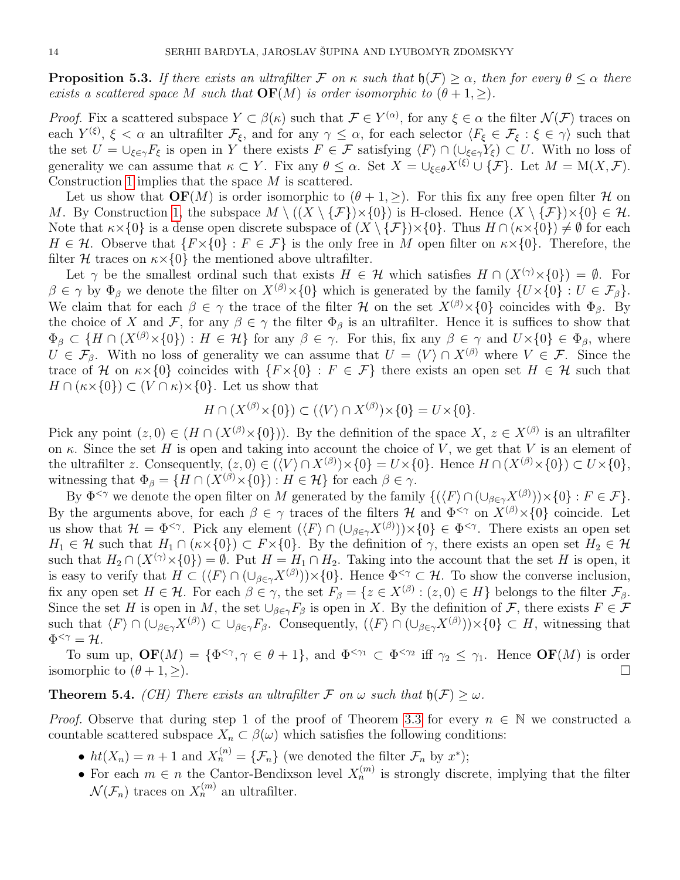**Proposition 5.3.** *If there exists an ultrafilter $\mathcal{F}$ on $\kappa$ such that $\mathfrak{h}(\mathcal{F}) \geq \alpha$, then for every $\theta \leq \alpha$ there exists a scattered space $M$ such that $\mathbf{OF}(M)$ is order isomorphic to $(\theta+1, \geq)$.*

*Proof.* Fix a scattered subspace $Y \subset \beta(\kappa)$ such that $\mathcal{F} \in Y^{(\alpha)}$, for any $\xi \in \alpha$ the filter $\mathcal{N}(\mathcal{F})$ traces on each $Y^{(\xi)}$, $\xi < \alpha$ an ultrafilter $\mathcal{F}_\xi$, and for any $\gamma \leq \alpha$, for each selector $\langle F_\xi \in \mathcal{F}_\xi : \xi \in \gamma \rangle$ such that the set $U = \cup_{\xi \in \gamma} F_\xi$ is open in $Y$ there exists $F \in \mathcal{F}$ satisfying $\langle F \rangle \cap (\cup_{\xi \in \gamma} Y_\xi) \subset U$. With no loss of generality we can assume that $\kappa \subset Y$. Fix any $\theta \leq \alpha$. Set $X = \cup_{\xi \in \theta} X^{(\xi)} \cup \{\mathcal{F}\}$. Let $M = \mathrm{M}(X, \mathcal{F})$. Construction 1 implies that the space $M$ is scattered.

Let us show that $\mathbf{OF}(M)$ is order isomorphic to $(\theta+1, \geq)$. For this fix any free open filter $\mathcal{H}$ on $M$. By Construction 1, the subspace $M \setminus ((X \setminus \{\mathcal{F}\}) \times \{0\})$ is H-closed. Hence $(X \setminus \{\mathcal{F}\}) \times \{0\} \in \mathcal{H}$. Note that $\kappa \times \{0\}$ is a dense open discrete subspace of $(X \setminus \{\mathcal{F}\}) \times \{0\}$. Thus $H \cap (\kappa \times \{0\}) \neq \emptyset$ for each $H \in \mathcal{H}$. Observe that $\{F \times \{0\} : F \in \mathcal{F}\}$ is the only free in $M$ open filter on $\kappa \times \{0\}$. Therefore, the filter $\mathcal{H}$ traces on $\kappa \times \{0\}$ the mentioned above ultrafilter.

Let $\gamma$ be the smallest ordinal such that exists $H \in \mathcal{H}$ which satisfies $H \cap (X^{(\gamma)} \times \{0\}) = \emptyset$. For $\beta \in \gamma$ by $\Phi_\beta$ we denote the filter on $X^{(\beta)} \times \{0\}$ which is generated by the family $\{U \times \{0\} : U \in \mathcal{F}_\beta\}$. We claim that for each $\beta \in \gamma$ the trace of the filter $\mathcal{H}$ on the set $X^{(\beta)} \times \{0\}$ coincides with $\Phi_\beta$. By the choice of $X$ and $\mathcal{F}$, for any $\beta \in \gamma$ the filter $\Phi_\beta$ is an ultrafilter. Hence it is suffices to show that $\Phi_\beta \subset \{H \cap (X^{(\beta)} \times \{0\}) : H \in \mathcal{H}\}$ for any $\beta \in \gamma$. For this, fix any $\beta \in \gamma$ and $U \times \{0\} \in \Phi_\beta$, where $U \in \mathcal{F}_\beta$. With no loss of generality we can assume that $U = \langle V \rangle \cap X^{(\beta)}$ where $V \in \mathcal{F}$. Since the trace of $\mathcal{H}$ on $\kappa \times \{0\}$ coincides with $\{F \times \{0\} : F \in \mathcal{F}\}$ there exists an open set $H \in \mathcal{H}$ such that $H \cap (\kappa \times \{0\}) \subset (V \cap \kappa) \times \{0\}$. Let us show that

$$H \cap (X^{(\beta)} \times \{0\}) \subset (\langle V \rangle \cap X^{(\beta)}) \times \{0\} = U \times \{0\}.$$

Pick any point $(z, 0) \in (H \cap (X^{(\beta)} \times \{0\}))$. By the definition of the space $X$, $z \in X^{(\beta)}$ is an ultrafilter on $\kappa$. Since the set $H$ is open and taking into account the choice of $V$, we get that $V$ is an element of the ultrafilter $z$. Consequently, $(z, 0) \in (\langle V \rangle \cap X^{(\beta)}) \times \{0\} = U \times \{0\}$. Hence $H \cap (X^{(\beta)} \times \{0\}) \subset U \times \{0\}$, witnessing that $\Phi_\beta = \{H \cap (X^{(\beta)} \times \{0\}) : H \in \mathcal{H}\}$ for each $\beta \in \gamma$.

By $\Phi^{<\gamma}$ we denote the open filter on $M$ generated by the family $\{(\langle F \rangle \cap (\cup_{\beta \in \gamma} X^{(\beta)})) \times \{0\} : F \in \mathcal{F}\}$. By the arguments above, for each $\beta \in \gamma$ traces of the filters $\mathcal{H}$ and $\Phi^{<\gamma}$ on $X^{(\beta)} \times \{0\}$ coincide. Let us show that $\mathcal{H} = \Phi^{<\gamma}$. Pick any element $(\langle F \rangle \cap (\cup_{\beta \in \gamma} X^{(\beta)})) \times \{0\} \in \Phi^{<\gamma}$. There exists an open set $H_1 \in \mathcal{H}$ such that $H_1 \cap (\kappa \times \{0\}) \subset F \times \{0\}$. By the definition of $\gamma$, there exists an open set $H_2 \in \mathcal{H}$ such that $H_2 \cap (X^{(\gamma)} \times \{0\}) = \emptyset$. Put $H = H_1 \cap H_2$. Taking into the account that the set $H$ is open, it is easy to verify that $H \subset (\langle F \rangle \cap (\cup_{\beta \in \gamma} X^{(\beta)})) \times \{0\}$. Hence $\Phi^{<\gamma} \subset \mathcal{H}$. To show the converse inclusion, fix any open set $H \in \mathcal{H}$. For each $\beta \in \gamma$, the set $F_\beta = \{z \in X^{(\beta)} : (z, 0) \in H\}$ belongs to the filter $\mathcal{F}_\beta$. Since the set $H$ is open in $M$, the set $\cup_{\beta \in \gamma} F_\beta$ is open in $X$. By the definition of $\mathcal{F}$, there exists $F \in \mathcal{F}$ such that $\langle F \rangle \cap (\cup_{\beta \in \gamma} X^{(\beta)}) \subset \cup_{\beta \in \gamma} F_\beta$. Consequently, $(\langle F \rangle \cap (\cup_{\beta \in \gamma} X^{(\beta)})) \times \{0\} \subset H$, witnessing that $\Phi^{<\gamma} = \mathcal{H}$.

To sum up, $\mathbf{OF}(M) = \{\Phi^{<\gamma}, \gamma \in \theta + 1\}$, and $\Phi^{<\gamma_1} \subset \Phi^{<\gamma_2}$ iff $\gamma_2 \leq \gamma_1$. Hence $\mathbf{OF}(M)$ is order isomorphic to $(\theta + 1, \geq)$. $\square$

**Theorem 5.4.** *(CH) There exists an ultrafilter $\mathcal{F}$ on $\omega$ such that $\mathfrak{h}(\mathcal{F}) \geq \omega$.*

*Proof.* Observe that during step 1 of the proof of Theorem 3.3 for every $n \in \mathbb{N}$ we constructed a countable scattered subspace $X_n \subset \beta(\omega)$ which satisfies the following conditions:

- $ht(X_n) = n + 1$ and $X_n^{(n)} = \{\mathcal{F}_n\}$ (we denoted the filter $\mathcal{F}_n$ by $x^*$);
- For each $m \in n$ the Cantor-Bendixson level $X_n^{(m)}$ is strongly discrete, implying that the filter $\mathcal{N}(\mathcal{F}_n)$ traces on $X_n^{(m)}$ an ultrafilter.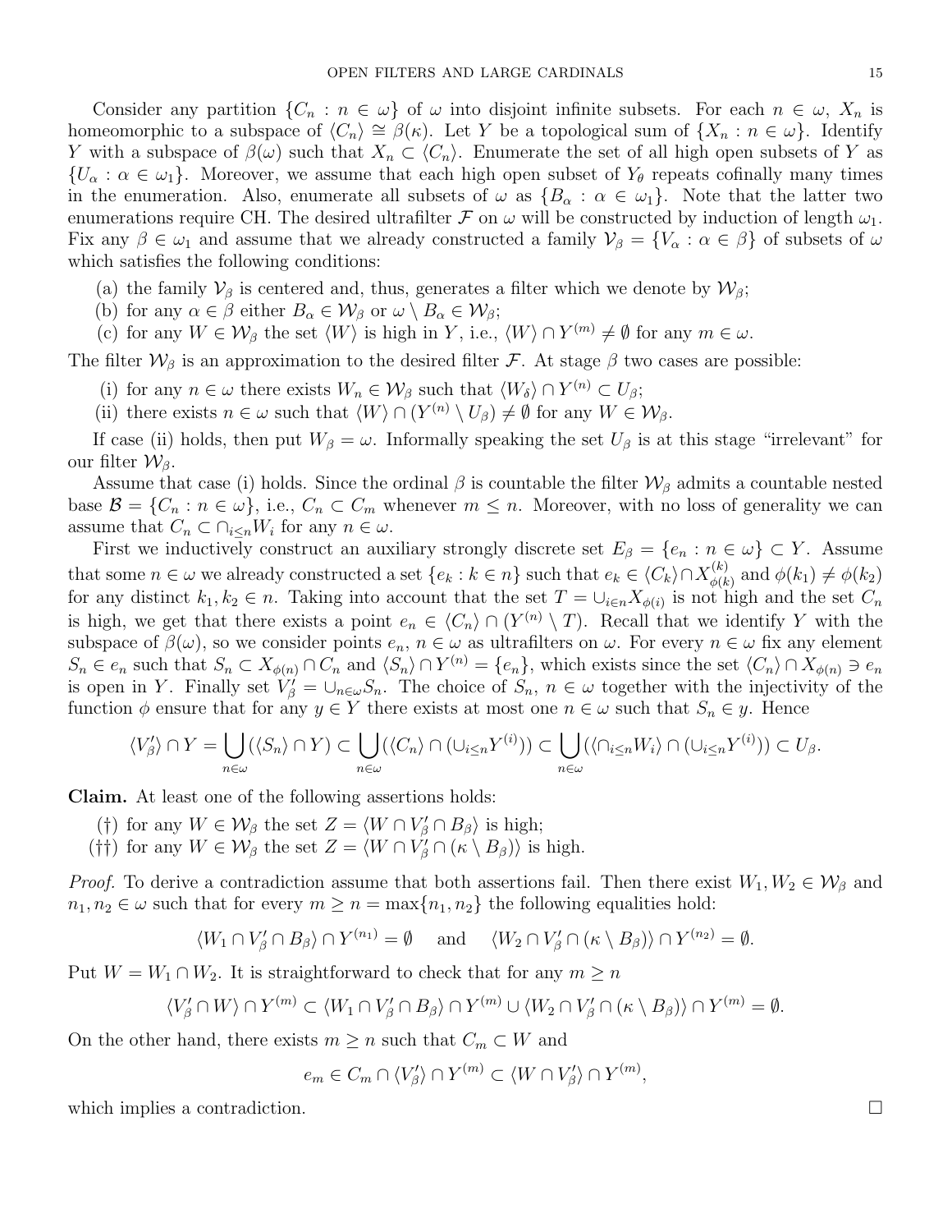Consider any partition $\{C_n : n \in \omega\}$ of $\omega$ into disjoint infinite subsets. For each $n \in \omega$, $X_n$ is homeomorphic to a subspace of $\langle C_n \rangle \cong \beta(\kappa)$. Let $Y$ be a topological sum of $\{X_n : n \in \omega\}$. Identify $Y$ with a subspace of $\beta(\omega)$ such that $X_n \subset \langle C_n \rangle$. Enumerate the set of all high open subsets of $Y$ as $\{U_\alpha : \alpha \in \omega_1\}$. Moreover, we assume that each high open subset of $Y_\theta$ repeats cofinally many times in the enumeration. Also, enumerate all subsets of $\omega$ as $\{B_\alpha : \alpha \in \omega_1\}$. Note that the latter two enumerations require CH. The desired ultrafilter $\mathcal{F}$ on $\omega$ will be constructed by induction of length $\omega_1$. Fix any $\beta \in \omega_1$ and assume that we already constructed a family $\mathcal{V}_\beta = \{V_\alpha : \alpha \in \beta\}$ of subsets of $\omega$ which satisfies the following conditions:

(a) the family $\mathcal{V}_\beta$ is centered and, thus, generates a filter which we denote by $\mathcal{W}_\beta$;

(b) for any $\alpha \in \beta$ either $B_\alpha \in \mathcal{W}_\beta$ or $\omega \setminus B_\alpha \in \mathcal{W}_\beta$;

(c) for any $W \in \mathcal{W}_\beta$ the set $\langle W \rangle$ is high in $Y$, i.e., $\langle W \rangle \cap Y^{(m)} \neq \emptyset$ for any $m \in \omega$.

The filter $\mathcal{W}_\beta$ is an approximation to the desired filter $\mathcal{F}$. At stage $\beta$ two cases are possible:

(i) for any $n \in \omega$ there exists $W_n \in \mathcal{W}_\beta$ such that $\langle W_\delta \rangle \cap Y^{(n)} \subset U_\beta$;

(ii) there exists $n \in \omega$ such that $\langle W \rangle \cap (Y^{(n)} \setminus U_\beta) \neq \emptyset$ for any $W \in \mathcal{W}_\beta$.

If case (ii) holds, then put $W_\beta = \omega$. Informally speaking the set $U_\beta$ is at this stage "irrelevant" for our filter $\mathcal{W}_\beta$.

Assume that case (i) holds. Since the ordinal $\beta$ is countable the filter $\mathcal{W}_\beta$ admits a countable nested base $\mathcal{B} = \{C_n : n \in \omega\}$, i.e., $C_n \subset C_m$ whenever $m \leq n$. Moreover, with no loss of generality we can assume that $C_n \subset \cap_{i \leq n} W_i$ for any $n \in \omega$.

First we inductively construct an auxiliary strongly discrete set $E_\beta = \{e_n : n \in \omega\} \subset Y$. Assume that some $n \in \omega$ we already constructed a set $\{e_k : k \in n\}$ such that $e_k \in \langle C_k \rangle \cap X^{(k)}_{\phi(k)}$ and $\phi(k_1) \neq \phi(k_2)$ for any distinct $k_1, k_2 \in n$. Taking into account that the set $T = \cup_{i \in n} X_{\phi(i)}$ is not high and the set $C_n$ is high, we get that there exists a point $e_n \in \langle C_n \rangle \cap (Y^{(n)} \setminus T)$. Recall that we identify $Y$ with the subspace of $\beta(\omega)$, so we consider points $e_n$, $n \in \omega$ as ultrafilters on $\omega$. For every $n \in \omega$ fix any element $S_n \in e_n$ such that $S_n \subset X_{\phi(n)} \cap C_n$ and $\langle S_n \rangle \cap Y^{(n)} = \{e_n\}$, which exists since the set $\langle C_n \rangle \cap X_{\phi(n)} \ni e_n$ is open in $Y$. Finally set $V'_\beta = \cup_{n \in \omega} S_n$. The choice of $S_n$, $n \in \omega$ together with the injectivity of the function $\phi$ ensure that for any $y \in Y$ there exists at most one $n \in \omega$ such that $S_n \in y$. Hence

$$\langle V'_\beta \rangle \cap Y = \bigcup_{n \in \omega} (\langle S_n \rangle \cap Y) \subset \bigcup_{n \in \omega} (\langle C_n \rangle \cap (\cup_{i \leq n} Y^{(i)})) \subset \bigcup_{n \in \omega} (\langle \cap_{i \leq n} W_i \rangle \cap (\cup_{i \leq n} Y^{(i)})) \subset U_\beta.$$

**Claim.** At least one of the following assertions holds:

(†) for any $W \in \mathcal{W}_\beta$ the set $Z = \langle W \cap V'_\beta \cap B_\beta \rangle$ is high;

(††) for any $W \in \mathcal{W}_\beta$ the set $Z = \langle W \cap V'_\beta \cap (\kappa \setminus B_\beta) \rangle$ is high.

*Proof.* To derive a contradiction assume that both assertions fail. Then there exist $W_1, W_2 \in \mathcal{W}_\beta$ and $n_1, n_2 \in \omega$ such that for every $m \geq n = \max\{n_1, n_2\}$ the following equalities hold:

$$\langle W_1 \cap V'_\beta \cap B_\beta \rangle \cap Y^{(n_1)} = \emptyset \quad \text{and} \quad \langle W_2 \cap V'_\beta \cap (\kappa \setminus B_\beta) \rangle \cap Y^{(n_2)} = \emptyset.$$

Put $W = W_1 \cap W_2$. It is straightforward to check that for any $m \geq n$

$$\langle V'_\beta \cap W \rangle \cap Y^{(m)} \subset \langle W_1 \cap V'_\beta \cap B_\beta \rangle \cap Y^{(m)} \cup \langle W_2 \cap V'_\beta \cap (\kappa \setminus B_\beta) \rangle \cap Y^{(m)} = \emptyset.$$

On the other hand, there exists $m \geq n$ such that $C_m \subset W$ and

$$e_m \in C_m \cap \langle V'_\beta \rangle \cap Y^{(m)} \subset \langle W \cap V'_\beta \rangle \cap Y^{(m)},$$

which implies a contradiction. $\square$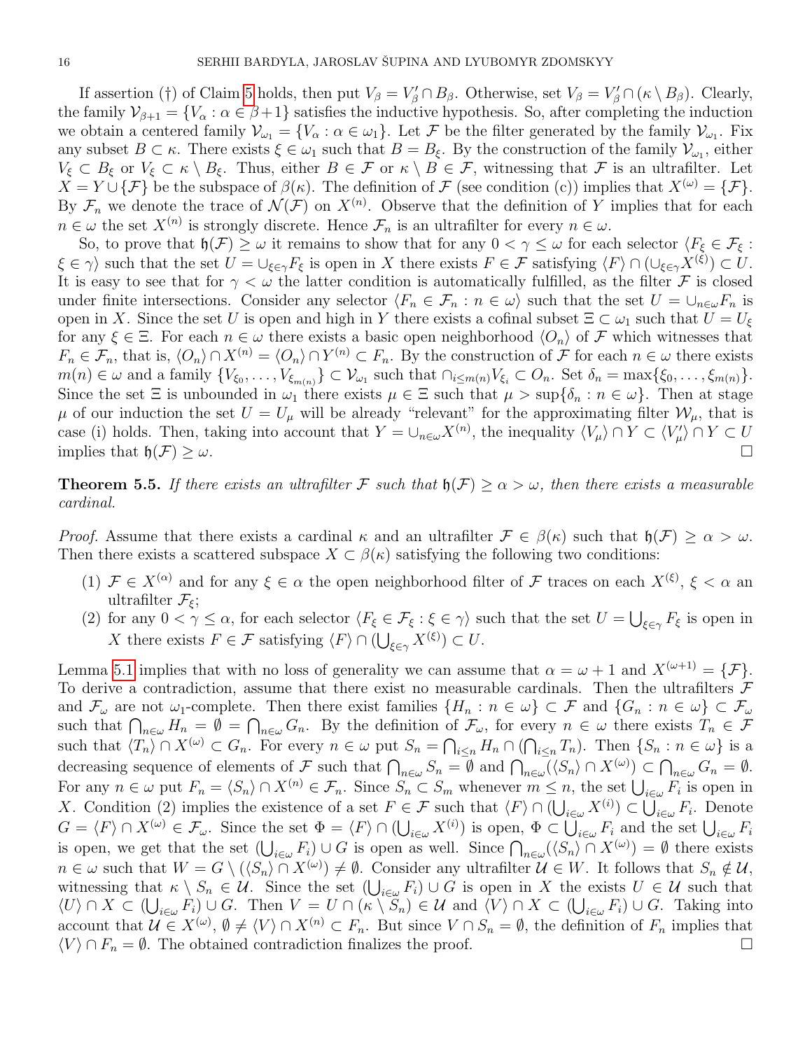If assertion (†) of Claim 5 holds, then put $V_\beta = V'_\beta \cap B_\beta$. Otherwise, set $V_\beta = V'_\beta \cap (\kappa \setminus B_\beta)$. Clearly, the family $\mathcal{V}_{\beta+1} = \{V_\alpha : \alpha \in \beta+1\}$ satisfies the inductive hypothesis. So, after completing the induction we obtain a centered family $\mathcal{V}_{\omega_1} = \{V_\alpha : \alpha \in \omega_1\}$. Let $\mathcal{F}$ be the filter generated by the family $\mathcal{V}_{\omega_1}$. Fix any subset $B \subset \kappa$. There exists $\xi \in \omega_1$ such that $B = B_\xi$. By the construction of the family $\mathcal{V}_{\omega_1}$, either $V_\xi \subset B_\xi$ or $V_\xi \subset \kappa \setminus B_\xi$. Thus, either $B \in \mathcal{F}$ or $\kappa \setminus B \in \mathcal{F}$, witnessing that $\mathcal{F}$ is an ultrafilter. Let $X = Y \cup \{\mathcal{F}\}$ be the subspace of $\beta(\kappa)$. The definition of $\mathcal{F}$ (see condition (c)) implies that $X^{(\omega)} = \{\mathcal{F}\}$. By $\mathcal{F}_n$ we denote the trace of $\mathcal{N}(\mathcal{F})$ on $X^{(n)}$. Observe that the definition of $Y$ implies that for each $n \in \omega$ the set $X^{(n)}$ is strongly discrete. Hence $\mathcal{F}_n$ is an ultrafilter for every $n \in \omega$.

So, to prove that $\mathfrak{h}(\mathcal{F}) \geq \omega$ it remains to show that for any $0 < \gamma \leq \omega$ for each selector $\langle F_\xi \in \mathcal{F}_\xi : \xi \in \gamma\rangle$ such that the set $U = \cup_{\xi\in\gamma} F_\xi$ is open in $X$ there exists $F \in \mathcal{F}$ satisfying $\langle F\rangle \cap (\cup_{\xi\in\gamma} X^{(\xi)}) \subset U$. It is easy to see that for $\gamma < \omega$ the latter condition is automatically fulfilled, as the filter $\mathcal{F}$ is closed under finite intersections. Consider any selector $\langle F_n \in \mathcal{F}_n : n \in \omega\rangle$ such that the set $U = \cup_{n\in\omega} F_n$ is open in $X$. Since the set $U$ is open and high in $Y$ there exists a cofinal subset $\Xi \subset \omega_1$ such that $U = U_\xi$ for any $\xi \in \Xi$. For each $n \in \omega$ there exists a basic open neighborhood $\langle O_n\rangle$ of $\mathcal{F}$ which witnesses that $F_n \in \mathcal{F}_n$, that is, $\langle O_n\rangle \cap X^{(n)} = \langle O_n\rangle \cap Y^{(n)} \subset F_n$. By the construction of $\mathcal{F}$ for each $n \in \omega$ there exists $m(n) \in \omega$ and a family $\{V_{\xi_0}, \dots, V_{\xi_{m(n)}}\} \subset \mathcal{V}_{\omega_1}$ such that $\cap_{i\leq m(n)} V_{\xi_i} \subset O_n$. Set $\delta_n = \max\{\xi_0, \dots, \xi_{m(n)}\}$. Since the set $\Xi$ is unbounded in $\omega_1$ there exists $\mu \in \Xi$ such that $\mu > \sup\{\delta_n : n \in \omega\}$. Then at stage $\mu$ of our induction the set $U = U_\mu$ will be already "relevant" for the approximating filter $\mathcal{W}_\mu$, that is case (i) holds. Then, taking into account that $Y = \cup_{n\in\omega} X^{(n)}$, the inequality $\langle V_\mu\rangle \cap Y \subset \langle V'_\mu\rangle \cap Y \subset U$ implies that $\mathfrak{h}(\mathcal{F}) \geq \omega$. □

**Theorem 5.5.** *If there exists an ultrafilter $\mathcal{F}$ such that $\mathfrak{h}(\mathcal{F}) \geq \alpha > \omega$, then there exists a measurable cardinal.*

*Proof.* Assume that there exists a cardinal $\kappa$ and an ultrafilter $\mathcal{F} \in \beta(\kappa)$ such that $\mathfrak{h}(\mathcal{F}) \geq \alpha > \omega$. Then there exists a scattered subspace $X \subset \beta(\kappa)$ satisfying the following two conditions:

1. $\mathcal{F} \in X^{(\alpha)}$ and for any $\xi \in \alpha$ the open neighborhood filter of $\mathcal{F}$ traces on each $X^{(\xi)}$, $\xi < \alpha$ an ultrafilter $\mathcal{F}_\xi$;
2. for any $0 < \gamma \leq \alpha$, for each selector $\langle F_\xi \in \mathcal{F}_\xi : \xi \in \gamma\rangle$ such that the set $U = \bigcup_{\xi\in\gamma} F_\xi$ is open in $X$ there exists $F \in \mathcal{F}$ satisfying $\langle F\rangle \cap (\bigcup_{\xi\in\gamma} X^{(\xi)}) \subset U$.

Lemma 5.1 implies that with no loss of generality we can assume that $\alpha = \omega+1$ and $X^{(\omega+1)} = \{\mathcal{F}\}$. To derive a contradiction, assume that there exist no measurable cardinals. Then the ultrafilters $\mathcal{F}$ and $\mathcal{F}_\omega$ are not $\omega_1$-complete. Then there exist families $\{H_n : n \in \omega\} \subset \mathcal{F}$ and $\{G_n : n \in \omega\} \subset \mathcal{F}_\omega$ such that $\bigcap_{n\in\omega} H_n = \emptyset = \bigcap_{n\in\omega} G_n$. By the definition of $\mathcal{F}_\omega$, for every $n \in \omega$ there exists $T_n \in \mathcal{F}$ such that $\langle T_n\rangle \cap X^{(\omega)} \subset G_n$. For every $n \in \omega$ put $S_n = \bigcap_{i\leq n} H_n \cap (\bigcap_{i\leq n} T_n)$. Then $\{S_n : n \in \omega\}$ is a decreasing sequence of elements of $\mathcal{F}$ such that $\bigcap_{n\in\omega} S_n = \emptyset$ and $\bigcap_{n\in\omega}(\langle S_n\rangle \cap X^{(\omega)}) \subset \bigcap_{n\in\omega} G_n = \emptyset$. For any $n \in \omega$ put $F_n = \langle S_n\rangle \cap X^{(n)} \in \mathcal{F}_n$. Since $S_n \subset S_m$ whenever $m \leq n$, the set $\bigcup_{i\in\omega} F_i$ is open in $X$. Condition (2) implies the existence of a set $F \in \mathcal{F}$ such that $\langle F\rangle \cap (\bigcup_{i\in\omega} X^{(i)}) \subset \bigcup_{i\in\omega} F_i$. Denote $G = \langle F\rangle \cap X^{(\omega)} \in \mathcal{F}_\omega$. Since the set $\Phi = \langle F\rangle \cap (\bigcup_{i\in\omega} X^{(i)})$ is open, $\Phi \subset \bigcup_{i\in\omega} F_i$ and the set $\bigcup_{i\in\omega} F_i$ is open, we get that the set $(\bigcup_{i\in\omega} F_i) \cup G$ is open as well. Since $\bigcap_{n\in\omega}(\langle S_n\rangle \cap X^{(\omega)}) = \emptyset$ there exists $n \in \omega$ such that $W = G \setminus (\langle S_n\rangle \cap X^{(\omega)}) \neq \emptyset$. Consider any ultrafilter $\mathcal{U} \in W$. It follows that $S_n \notin \mathcal{U}$, witnessing that $\kappa \setminus S_n \in \mathcal{U}$. Since the set $(\bigcup_{i\in\omega} F_i) \cup G$ is open in $X$ the exists $U \in \mathcal{U}$ such that $\langle U\rangle \cap X \subset (\bigcup_{i\in\omega} F_i) \cup G$. Then $V = U \cap (\kappa \setminus S_n) \in \mathcal{U}$ and $\langle V\rangle \cap X \subset (\bigcup_{i\in\omega} F_i) \cup G$. Taking into account that $\mathcal{U} \in X^{(\omega)}$, $\emptyset \neq \langle V\rangle \cap X^{(n)} \subset F_n$. But since $V \cap S_n = \emptyset$, the definition of $F_n$ implies that $\langle V\rangle \cap F_n = \emptyset$. The obtained contradiction finalizes the proof. □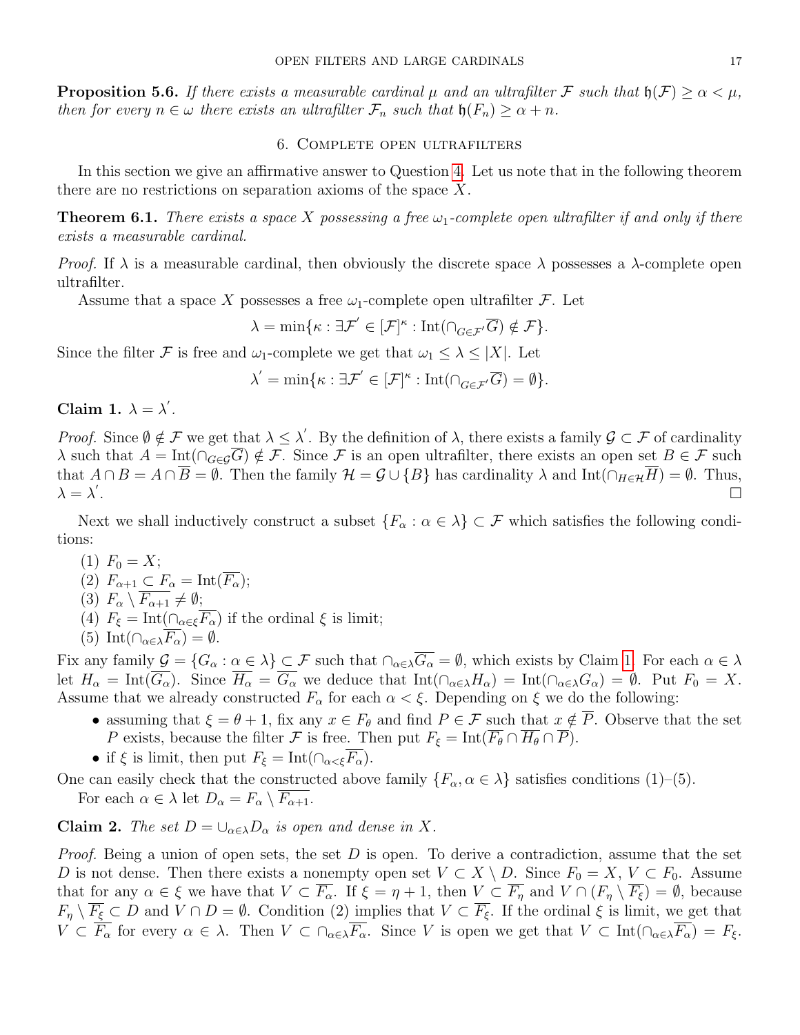**Proposition 5.6.** *If there exists a measurable cardinal $\mu$ and an ultrafilter $\mathcal{F}$ such that $\mathfrak{h}(\mathcal{F}) \geq \alpha < \mu$, then for every $n \in \omega$ there exists an ultrafilter $\mathcal{F}_n$ such that $\mathfrak{h}(F_n) \geq \alpha + n$.*

## 6. Complete open ultrafilters

In this section we give an affirmative answer to Question 4. Let us note that in the following theorem there are no restrictions on separation axioms of the space $X$.

**Theorem 6.1.** *There exists a space $X$ possessing a free $\omega_1$-complete open ultrafilter if and only if there exists a measurable cardinal.*

*Proof.* If $\lambda$ is a measurable cardinal, then obviously the discrete space $\lambda$ possesses a $\lambda$-complete open ultrafilter.

Assume that a space $X$ possesses a free $\omega_1$-complete open ultrafilter $\mathcal{F}$. Let

$$\lambda = \min\{\kappa : \exists \mathcal{F}' \in [\mathcal{F}]^\kappa : \operatorname{Int}(\cap_{G \in \mathcal{F}'} \overline{G}) \notin \mathcal{F}\}.$$

Since the filter $\mathcal{F}$ is free and $\omega_1$-complete we get that $\omega_1 \leq \lambda \leq |X|$. Let

$$\lambda' = \min\{\kappa : \exists \mathcal{F}' \in [\mathcal{F}]^\kappa : \operatorname{Int}(\cap_{G \in \mathcal{F}'} \overline{G}) = \emptyset\}.$$

**Claim 1.** $\lambda = \lambda'$.

*Proof.* Since $\emptyset \notin \mathcal{F}$ we get that $\lambda \leq \lambda'$. By the definition of $\lambda$, there exists a family $\mathcal{G} \subset \mathcal{F}$ of cardinality $\lambda$ such that $A = \operatorname{Int}(\cap_{G \in \mathcal{G}} \overline{G}) \notin \mathcal{F}$. Since $\mathcal{F}$ is an open ultrafilter, there exists an open set $B \in \mathcal{F}$ such that $A \cap B = A \cap \overline{B} = \emptyset$. Then the family $\mathcal{H} = \mathcal{G} \cup \{B\}$ has cardinality $\lambda$ and $\operatorname{Int}(\cap_{H \in \mathcal{H}} \overline{H}) = \emptyset$. Thus, $\lambda = \lambda'$. $\square$

Next we shall inductively construct a subset $\{F_\alpha : \alpha \in \lambda\} \subset \mathcal{F}$ which satisfies the following conditions:

1. $F_0 = X$;
2. $F_{\alpha+1} \subset F_\alpha = \operatorname{Int}(\overline{F_\alpha})$;
3. $F_\alpha \setminus \overline{F_{\alpha+1}} \neq \emptyset$;
4. $F_\xi = \operatorname{Int}(\cap_{\alpha \in \xi} \overline{F_\alpha})$ if the ordinal $\xi$ is limit;
5. $\operatorname{Int}(\cap_{\alpha \in \lambda} \overline{F_\alpha}) = \emptyset$.

Fix any family $\mathcal{G} = \{G_\alpha : \alpha \in \lambda\} \subset \mathcal{F}$ such that $\cap_{\alpha \in \lambda} \overline{G_\alpha} = \emptyset$, which exists by Claim 1. For each $\alpha \in \lambda$ let $H_\alpha = \operatorname{Int}(\overline{G_\alpha})$. Since $\overline{H_\alpha} = \overline{G_\alpha}$ we deduce that $\operatorname{Int}(\cap_{\alpha \in \lambda} H_\alpha) = \operatorname{Int}(\cap_{\alpha \in \lambda} G_\alpha) = \emptyset$. Put $F_0 = X$. Assume that we already constructed $F_\alpha$ for each $\alpha < \xi$. Depending on $\xi$ we do the following:

- assuming that $\xi = \theta + 1$, fix any $x \in F_\theta$ and find $P \in \mathcal{F}$ such that $x \notin \overline{P}$. Observe that the set $P$ exists, because the filter $\mathcal{F}$ is free. Then put $F_\xi = \operatorname{Int}(\overline{F_\theta} \cap \overline{H_\theta} \cap \overline{P})$.
- if $\xi$ is limit, then put $F_\xi = \operatorname{Int}(\cap_{\alpha < \xi} \overline{F_\alpha})$.

One can easily check that the constructed above family $\{F_\alpha, \alpha \in \lambda\}$ satisfies conditions (1)–(5).

For each $\alpha \in \lambda$ let $D_\alpha = F_\alpha \setminus \overline{F_{\alpha+1}}$.

**Claim 2.** *The set $D = \cup_{\alpha \in \lambda} D_\alpha$ is open and dense in $X$.*

*Proof.* Being a union of open sets, the set $D$ is open. To derive a contradiction, assume that the set $D$ is not dense. Then there exists a nonempty open set $V \subset X \setminus D$. Since $F_0 = X$, $V \subset F_0$. Assume that for any $\alpha \in \xi$ we have that $V \subset \overline{F_\alpha}$. If $\xi = \eta + 1$, then $V \subset \overline{F_\eta}$ and $V \cap (F_\eta \setminus \overline{F_\xi}) = \emptyset$, because $F_\eta \setminus \overline{F_\xi} \subset D$ and $V \cap D = \emptyset$. Condition (2) implies that $V \subset \overline{F_\xi}$. If the ordinal $\xi$ is limit, we get that $V \subset \overline{F_\alpha}$ for every $\alpha \in \lambda$. Then $V \subset \cap_{\alpha \in \lambda} \overline{F_\alpha}$. Since $V$ is open we get that $V \subset \operatorname{Int}(\cap_{\alpha \in \lambda} \overline{F_\alpha}) = F_\xi$.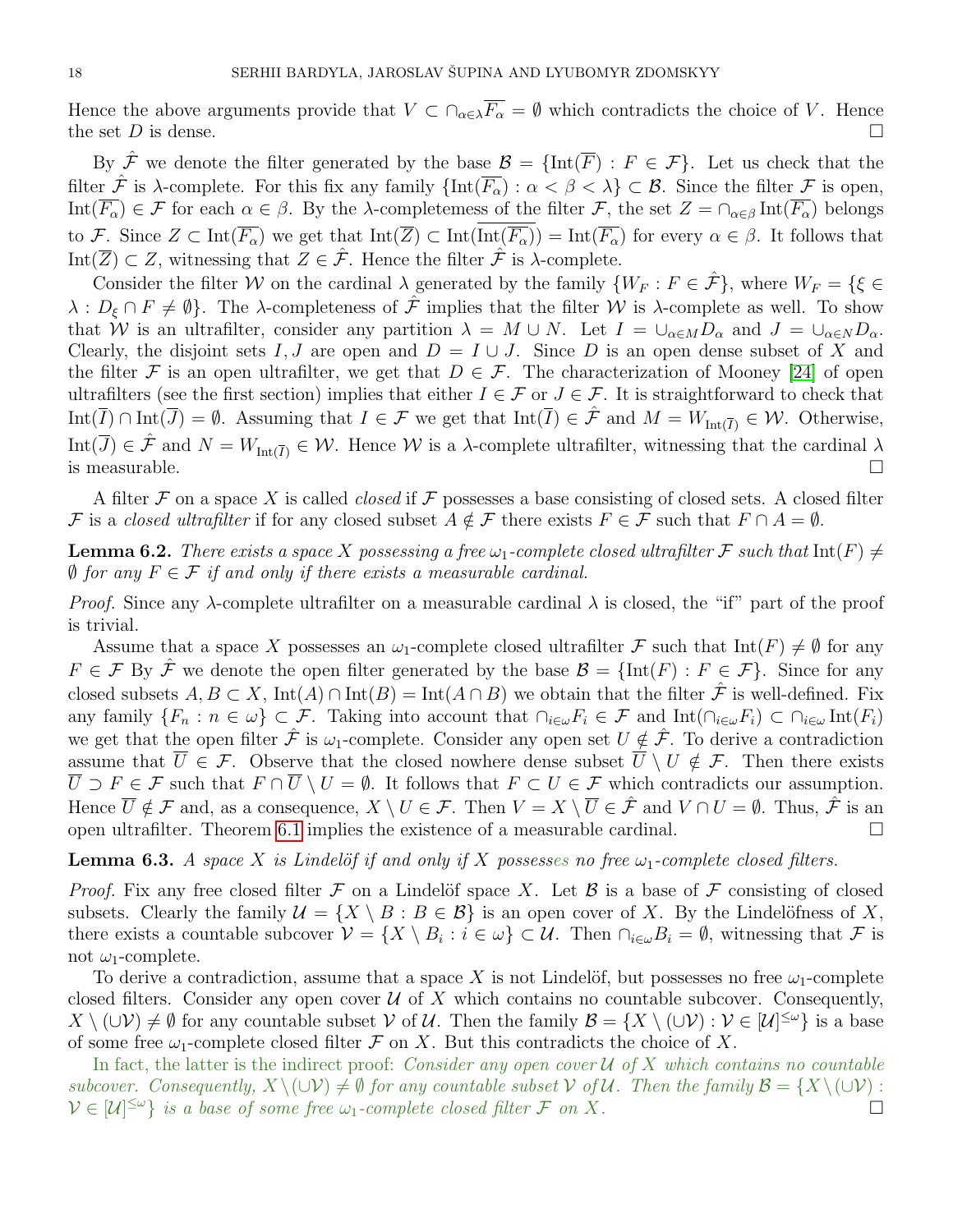Hence the above arguments provide that $V \subset \cap_{\alpha\in\lambda}\overline{F_\alpha} = \emptyset$ which contradicts the choice of $V$. Hence the set $D$ is dense. □

By $\hat{\mathcal{F}}$ we denote the filter generated by the base $\mathcal{B} = \{\operatorname{Int}(\overline{F}) : F \in \mathcal{F}\}$. Let us check that the filter $\hat{\mathcal{F}}$ is $\lambda$-complete. For this fix any family $\{\operatorname{Int}(\overline{F_\alpha}) : \alpha < \beta < \lambda\} \subset \mathcal{B}$. Since the filter $\mathcal{F}$ is open, $\operatorname{Int}(\overline{F_\alpha}) \in \mathcal{F}$ for each $\alpha \in \beta$. By the $\lambda$-completemess of the filter $\mathcal{F}$, the set $Z = \cap_{\alpha\in\beta}\operatorname{Int}(\overline{F_\alpha})$ belongs to $\mathcal{F}$. Since $Z \subset \operatorname{Int}(\overline{F_\alpha})$ we get that $\operatorname{Int}(\overline{Z}) \subset \operatorname{Int}(\overline{\operatorname{Int}(\overline{F_\alpha})}) = \operatorname{Int}(\overline{F_\alpha})$ for every $\alpha \in \beta$. It follows that $\operatorname{Int}(\overline{Z}) \subset Z$, witnessing that $Z \in \hat{\mathcal{F}}$. Hence the filter $\hat{\mathcal{F}}$ is $\lambda$-complete.

Consider the filter $\mathcal{W}$ on the cardinal $\lambda$ generated by the family $\{W_F : F \in \hat{\mathcal{F}}\}$, where $W_F = \{\xi \in \lambda : D_\xi \cap F \neq \emptyset\}$. The $\lambda$-completeness of $\hat{\mathcal{F}}$ implies that the filter $\mathcal{W}$ is $\lambda$-complete as well. To show that $\mathcal{W}$ is an ultrafilter, consider any partition $\lambda = M \cup N$. Let $I = \cup_{\alpha\in M}D_\alpha$ and $J = \cup_{\alpha\in N}D_\alpha$. Clearly, the disjoint sets $I, J$ are open and $D = I \cup J$. Since $D$ is an open dense subset of $X$ and the filter $\mathcal{F}$ is an open ultrafilter, we get that $D \in \mathcal{F}$. The characterization of Mooney [24] of open ultrafilters (see the first section) implies that either $I \in \mathcal{F}$ or $J \in \mathcal{F}$. It is straightforward to check that $\operatorname{Int}(\overline{I}) \cap \operatorname{Int}(\overline{J}) = \emptyset$. Assuming that $I \in \mathcal{F}$ we get that $\operatorname{Int}(\overline{I}) \in \hat{\mathcal{F}}$ and $M = W_{\operatorname{Int}(\overline{I})} \in \mathcal{W}$. Otherwise, $\operatorname{Int}(\overline{J}) \in \hat{\mathcal{F}}$ and $N = W_{\operatorname{Int}(\overline{I})} \in \mathcal{W}$. Hence $\mathcal{W}$ is a $\lambda$-complete ultrafilter, witnessing that the cardinal $\lambda$ is measurable. □

A filter $\mathcal{F}$ on a space $X$ is called *closed* if $\mathcal{F}$ possesses a base consisting of closed sets. A closed filter $\mathcal{F}$ is a *closed ultrafilter* if for any closed subset $A \notin \mathcal{F}$ there exists $F \in \mathcal{F}$ such that $F \cap A = \emptyset$.

**Lemma 6.2.** *There exists a space $X$ possessing a free $\omega_1$-complete closed ultrafilter $\mathcal{F}$ such that $\operatorname{Int}(F) \neq \emptyset$ for any $F \in \mathcal{F}$ if and only if there exists a measurable cardinal.*

*Proof.* Since any $\lambda$-complete ultrafilter on a measurable cardinal $\lambda$ is closed, the "if" part of the proof is trivial.

Assume that a space $X$ possesses an $\omega_1$-complete closed ultrafilter $\mathcal{F}$ such that $\operatorname{Int}(F) \neq \emptyset$ for any $F \in \mathcal{F}$ By $\hat{\mathcal{F}}$ we denote the open filter generated by the base $\mathcal{B} = \{\operatorname{Int}(F) : F \in \mathcal{F}\}$. Since for any closed subsets $A, B \subset X$, $\operatorname{Int}(A) \cap \operatorname{Int}(B) = \operatorname{Int}(A \cap B)$ we obtain that the filter $\hat{\mathcal{F}}$ is well-defined. Fix any family $\{F_n : n \in \omega\} \subset \mathcal{F}$. Taking into account that $\cap_{i\in\omega}F_i \in \mathcal{F}$ and $\operatorname{Int}(\cap_{i\in\omega}F_i) \subset \cap_{i\in\omega}\operatorname{Int}(F_i)$ we get that the open filter $\hat{\mathcal{F}}$ is $\omega_1$-complete. Consider any open set $U \notin \hat{\mathcal{F}}$. To derive a contradiction assume that $\overline{U} \in \mathcal{F}$. Observe that the closed nowhere dense subset $\overline{U} \setminus U \notin \mathcal{F}$. Then there exists $\overline{U} \supset F \in \mathcal{F}$ such that $F \cap \overline{U} \setminus U = \emptyset$. It follows that $F \subset U \in \mathcal{F}$ which contradicts our assumption. Hence $\overline{U} \notin \mathcal{F}$ and, as a consequence, $X \setminus U \in \mathcal{F}$. Then $V = X \setminus \overline{U} \in \hat{\mathcal{F}}$ and $V \cap U = \emptyset$. Thus, $\hat{\mathcal{F}}$ is an open ultrafilter. Theorem 6.1 implies the existence of a measurable cardinal. □

**Lemma 6.3.** *A space $X$ is Lindelöf if and only if $X$ possesses no free $\omega_1$-complete closed filters.*

*Proof.* Fix any free closed filter $\mathcal{F}$ on a Lindelöf space $X$. Let $\mathcal{B}$ is a base of $\mathcal{F}$ consisting of closed subsets. Clearly the family $\mathcal{U} = \{X \setminus B : B \in \mathcal{B}\}$ is an open cover of $X$. By the Lindelöfness of $X$, there exists a countable subcover $\mathcal{V} = \{X \setminus B_i : i \in \omega\} \subset \mathcal{U}$. Then $\cap_{i\in\omega}B_i = \emptyset$, witnessing that $\mathcal{F}$ is not $\omega_1$-complete.

To derive a contradiction, assume that a space $X$ is not Lindelöf, but possesses no free $\omega_1$-complete closed filters. Consider any open cover $\mathcal{U}$ of $X$ which contains no countable subcover. Consequently, $X \setminus (\cup\mathcal{V}) \neq \emptyset$ for any countable subset $\mathcal{V}$ of $\mathcal{U}$. Then the family $\mathcal{B} = \{X \setminus (\cup\mathcal{V}) : \mathcal{V} \in [\mathcal{U}]^{\leq\omega}\}$ is a base of some free $\omega_1$-complete closed filter $\mathcal{F}$ on $X$. But this contradicts the choice of $X$.

In fact, the latter is the indirect proof: *Consider any open cover $\mathcal{U}$ of $X$ which contains no countable subcover. Consequently, $X \setminus (\cup\mathcal{V}) \neq \emptyset$ for any countable subset $\mathcal{V}$ of $\mathcal{U}$. Then the family $\mathcal{B} = \{X \setminus (\cup\mathcal{V}) : \mathcal{V} \in [\mathcal{U}]^{\leq\omega}\}$ is a base of some free $\omega_1$-complete closed filter $\mathcal{F}$ on $X$.* □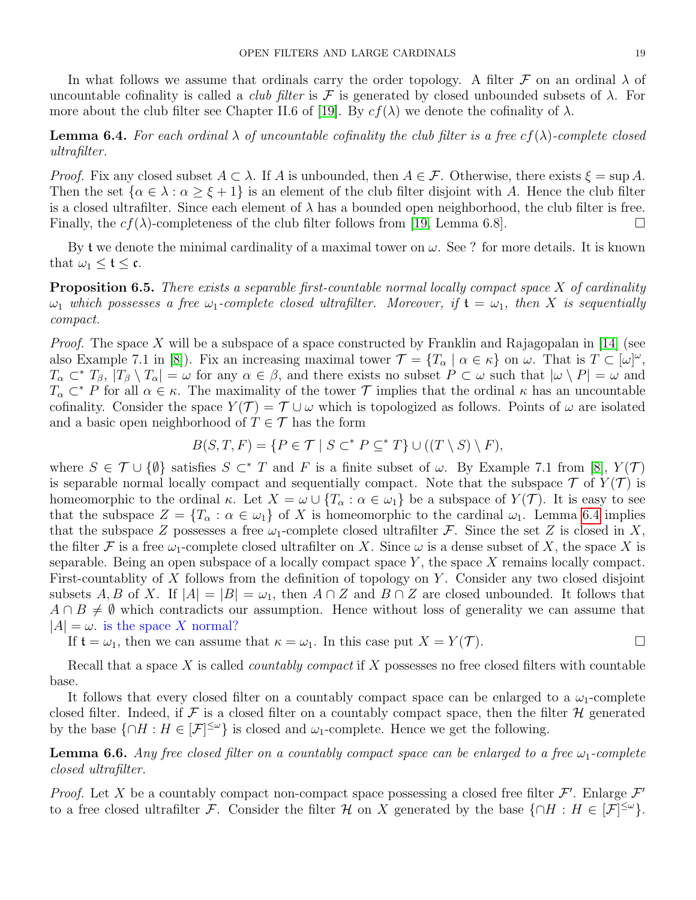In what follows we assume that ordinals carry the order topology. A filter $\mathcal{F}$ on an ordinal $\lambda$ of uncountable cofinality is called a *club filter* is $\mathcal{F}$ is generated by closed unbounded subsets of $\lambda$. For more about the club filter see Chapter II.6 of [19]. By $cf(\lambda)$ we denote the cofinality of $\lambda$.

**Lemma 6.4.** *For each ordinal $\lambda$ of uncountable cofinality the club filter is a free $cf(\lambda)$-complete closed ultrafilter.*

*Proof.* Fix any closed subset $A \subset \lambda$. If $A$ is unbounded, then $A \in \mathcal{F}$. Otherwise, there exists $\xi = \sup A$. Then the set $\{\alpha \in \lambda : \alpha \geq \xi + 1\}$ is an element of the club filter disjoint with $A$. Hence the club filter is a closed ultrafilter. Since each element of $\lambda$ has a bounded open neighborhood, the club filter is free. Finally, the $cf(\lambda)$-completeness of the club filter follows from [19, Lemma 6.8]. □

By $\mathfrak{t}$ we denote the minimal cardinality of a maximal tower on $\omega$. See ? for more details. It is known that $\omega_1 \leq \mathfrak{t} \leq \mathfrak{c}$.

**Proposition 6.5.** *There exists a separable first-countable normal locally compact space $X$ of cardinality $\omega_1$ which possesses a free $\omega_1$-complete closed ultrafilter. Moreover, if $\mathfrak{t} = \omega_1$, then $X$ is sequentially compact.*

*Proof.* The space $X$ will be a subspace of a space constructed by Franklin and Rajagopalan in [14] (see also Example 7.1 in [8]). Fix an increasing maximal tower $\mathcal{T} = \{T_\alpha \mid \alpha \in \kappa\}$ on $\omega$. That is $T \subset [\omega]^\omega$, $T_\alpha \subset^* T_\beta$, $|T_\beta \setminus T_\alpha| = \omega$ for any $\alpha \in \beta$, and there exists no subset $P \subset \omega$ such that $|\omega \setminus P| = \omega$ and $T_\alpha \subset^* P$ for all $\alpha \in \kappa$. The maximality of the tower $\mathcal{T}$ implies that the ordinal $\kappa$ has an uncountable cofinality. Consider the space $Y(\mathcal{T}) = \mathcal{T} \cup \omega$ which is topologized as follows. Points of $\omega$ are isolated and a basic open neighborhood of $T \in \mathcal{T}$ has the form

$$B(S, T, F) = \{P \in \mathcal{T} \mid S \subset^* P \subseteq^* T\} \cup ((T \setminus S) \setminus F),$$

where $S \in \mathcal{T} \cup \{\emptyset\}$ satisfies $S \subset^* T$ and $F$ is a finite subset of $\omega$. By Example 7.1 from [8], $Y(\mathcal{T})$ is separable normal locally compact and sequentially compact. Note that the subspace $\mathcal{T}$ of $Y(\mathcal{T})$ is homeomorphic to the ordinal $\kappa$. Let $X = \omega \cup \{T_\alpha : \alpha \in \omega_1\}$ be a subspace of $Y(\mathcal{T})$. It is easy to see that the subspace $Z = \{T_\alpha : \alpha \in \omega_1\}$ of $X$ is homeomorphic to the cardinal $\omega_1$. Lemma 6.4 implies that the subspace $Z$ possesses a free $\omega_1$-complete closed ultrafilter $\mathcal{F}$. Since the set $Z$ is closed in $X$, the filter $\mathcal{F}$ is a free $\omega_1$-complete closed ultrafilter on $X$. Since $\omega$ is a dense subset of $X$, the space $X$ is separable. Being an open subspace of a locally compact space $Y$, the space $X$ remains locally compact. First-countablity of $X$ follows from the definition of topology on $Y$. Consider any two closed disjoint subsets $A, B$ of $X$. If $|A| = |B| = \omega_1$, then $A \cap Z$ and $B \cap Z$ are closed unbounded. It follows that $A \cap B \neq \emptyset$ which contradicts our assumption. Hence without loss of generality we can assume that $|A| = \omega$. is the space $X$ normal?

If $\mathfrak{t} = \omega_1$, then we can assume that $\kappa = \omega_1$. In this case put $X = Y(\mathcal{T})$. □

Recall that a space $X$ is called *countably compact* if $X$ possesses no free closed filters with countable base.

It follows that every closed filter on a countably compact space can be enlarged to a $\omega_1$-complete closed filter. Indeed, if $\mathcal{F}$ is a closed filter on a countably compact space, then the filter $\mathcal{H}$ generated by the base $\{\cap H : H \in [\mathcal{F}]^{\leq \omega}\}$ is closed and $\omega_1$-complete. Hence we get the following.

**Lemma 6.6.** *Any free closed filter on a countably compact space can be enlarged to a free $\omega_1$-complete closed ultrafilter.*

*Proof.* Let $X$ be a countably compact non-compact space possessing a closed free filter $\mathcal{F}'$. Enlarge $\mathcal{F}'$ to a free closed ultrafilter $\mathcal{F}$. Consider the filter $\mathcal{H}$ on $X$ generated by the base $\{\cap H : H \in [\mathcal{F}]^{\leq \omega}\}$.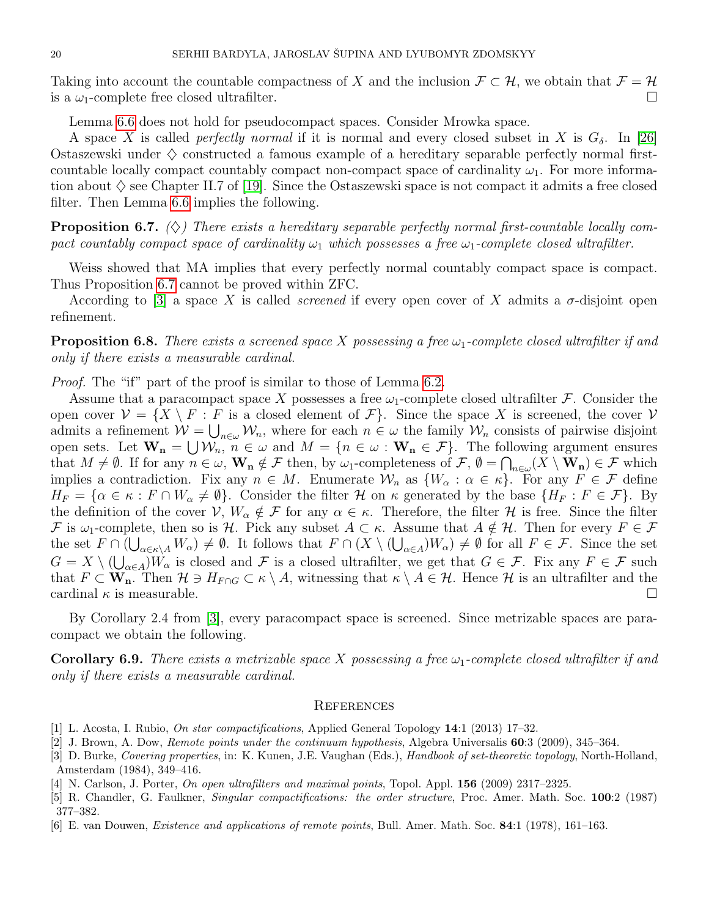Taking into account the countable compactness of $X$ and the inclusion $\mathcal{F} \subset \mathcal{H}$, we obtain that $\mathcal{F} = \mathcal{H}$ is a $\omega_1$-complete free closed ultrafilter. $\square$

Lemma 6.6 does not hold for pseudocompact spaces. Consider Mrowka space.

A space $X$ is called *perfectly normal* if it is normal and every closed subset in $X$ is $G_\delta$. In [26] Ostaszewski under $\diamondsuit$ constructed a famous example of a hereditary separable perfectly normal first-countable locally compact countably compact non-compact space of cardinality $\omega_1$. For more information about $\diamondsuit$ see Chapter II.7 of [19]. Since the Ostaszewski space is not compact it admits a free closed filter. Then Lemma 6.6 implies the following.

**Proposition 6.7.** *($\diamondsuit$) There exists a hereditary separable perfectly normal first-countable locally compact countably compact space of cardinality $\omega_1$ which possesses a free $\omega_1$-complete closed ultrafilter.*

Weiss showed that MA implies that every perfectly normal countably compact space is compact. Thus Proposition 6.7 cannot be proved within ZFC.

According to [3] a space $X$ is called *screened* if every open cover of $X$ admits a $\sigma$-disjoint open refinement.

**Proposition 6.8.** *There exists a screened space $X$ possessing a free $\omega_1$-complete closed ultrafilter if and only if there exists a measurable cardinal.*

*Proof.* The "if" part of the proof is similar to those of Lemma 6.2.

Assume that a paracompact space $X$ possesses a free $\omega_1$-complete closed ultrafilter $\mathcal{F}$. Consider the open cover $\mathcal{V} = \{X \setminus F : F$ is a closed element of $\mathcal{F}\}$. Since the space $X$ is screened, the cover $\mathcal{V}$ admits a refinement $\mathcal{W} = \bigcup_{n\in\omega} \mathcal{W}_n$, where for each $n \in \omega$ the family $\mathcal{W}_n$ consists of pairwise disjoint open sets. Let $\mathbf{W_n} = \bigcup \mathcal{W}_n$, $n \in \omega$ and $M = \{n \in \omega : \mathbf{W_n} \in \mathcal{F}\}$. The following argument ensures that $M \neq \emptyset$. If for any $n \in \omega$, $\mathbf{W_n} \notin \mathcal{F}$ then, by $\omega_1$-completeness of $\mathcal{F}$, $\emptyset = \bigcap_{n\in\omega}(X \setminus \mathbf{W_n}) \in \mathcal{F}$ which implies a contradiction. Fix any $n \in M$. Enumerate $\mathcal{W}_n$ as $\{W_\alpha : \alpha \in \kappa\}$. For any $F \in \mathcal{F}$ define $H_F = \{\alpha \in \kappa : F \cap W_\alpha \neq \emptyset\}$. Consider the filter $\mathcal{H}$ on $\kappa$ generated by the base $\{H_F : F \in \mathcal{F}\}$. By the definition of the cover $\mathcal{V}$, $W_\alpha \notin \mathcal{F}$ for any $\alpha \in \kappa$. Therefore, the filter $\mathcal{H}$ is free. Since the filter $\mathcal{F}$ is $\omega_1$-complete, then so is $\mathcal{H}$. Pick any subset $A \subset \kappa$. Assume that $A \notin \mathcal{H}$. Then for every $F \in \mathcal{F}$ the set $F \cap (\bigcup_{\alpha\in\kappa\setminus A} W_\alpha) \neq \emptyset$. It follows that $F \cap (X \setminus (\bigcup_{\alpha\in A})W_\alpha) \neq \emptyset$ for all $F \in \mathcal{F}$. Since the set $G = X \setminus (\bigcup_{\alpha\in A})W_\alpha$ is closed and $\mathcal{F}$ is a closed ultrafilter, we get that $G \in \mathcal{F}$. Fix any $F \in \mathcal{F}$ such that $F \subset \mathbf{W_n}$. Then $\mathcal{H} \ni H_{F\cap G} \subset \kappa \setminus A$, witnessing that $\kappa \setminus A \in \mathcal{H}$. Hence $\mathcal{H}$ is an ultrafilter and the cardinal $\kappa$ is measurable. $\square$

By Corollary 2.4 from [3], every paracompact space is screened. Since metrizable spaces are paracompact we obtain the following.

**Corollary 6.9.** *There exists a metrizable space $X$ possessing a free $\omega_1$-complete closed ultrafilter if and only if there exists a measurable cardinal.*

## References

[1] L. Acosta, I. Rubio, *On star compactifications*, Applied General Topology **14**:1 (2013) 17–32.

[2] J. Brown, A. Dow, *Remote points under the continuum hypothesis*, Algebra Universalis **60**:3 (2009), 345–364.

[3] D. Burke, *Covering properties*, in: K. Kunen, J.E. Vaughan (Eds.), *Handbook of set-theoretic topology*, North-Holland, Amsterdam (1984), 349–416.

[4] N. Carlson, J. Porter, *On open ultrafilters and maximal points*, Topol. Appl. **156** (2009) 2317–2325.

[5] R. Chandler, G. Faulkner, *Singular compactifications: the order structure*, Proc. Amer. Math. Soc. **100**:2 (1987) 377–382.

[6] E. van Douwen, *Existence and applications of remote points*, Bull. Amer. Math. Soc. **84**:1 (1978), 161–163.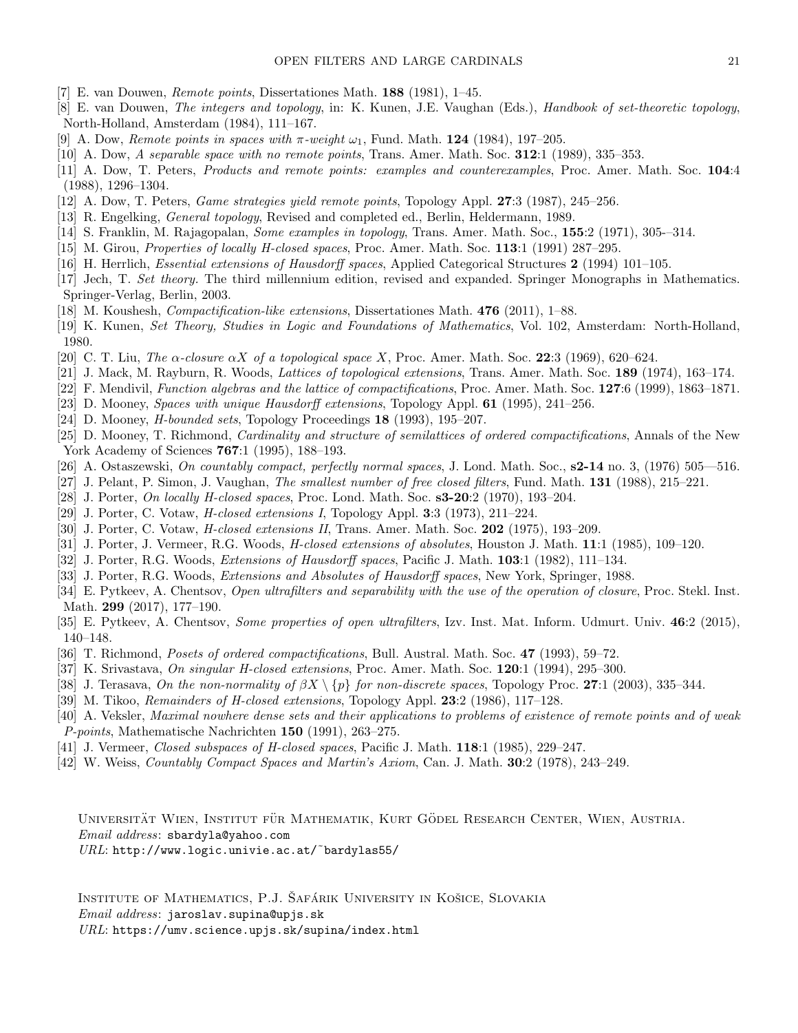[7] E. van Douwen, *Remote points*, Dissertationes Math. **188** (1981), 1–45.

[8] E. van Douwen, *The integers and topology*, in: K. Kunen, J.E. Vaughan (Eds.), *Handbook of set-theoretic topology*, North-Holland, Amsterdam (1984), 111–167.

[9] A. Dow, *Remote points in spaces with π-weight $\omega_1$*, Fund. Math. **124** (1984), 197–205.

[10] A. Dow, *A separable space with no remote points*, Trans. Amer. Math. Soc. **312**:1 (1989), 335–353.

[11] A. Dow, T. Peters, *Products and remote points: examples and counterexamples*, Proc. Amer. Math. Soc. **104**:4 (1988), 1296–1304.

[12] A. Dow, T. Peters, *Game strategies yield remote points*, Topology Appl. **27**:3 (1987), 245–256.

[13] R. Engelking, *General topology*, Revised and completed ed., Berlin, Heldermann, 1989.

[14] S. Franklin, M. Rajagopalan, *Some examples in topology*, Trans. Amer. Math. Soc., **155**:2 (1971), 305-–314.

[15] M. Girou, *Properties of locally H-closed spaces*, Proc. Amer. Math. Soc. **113**:1 (1991) 287–295.

[16] H. Herrlich, *Essential extensions of Hausdorff spaces*, Applied Categorical Structures **2** (1994) 101–105.

[17] Jech, T. *Set theory.* The third millennium edition, revised and expanded. Springer Monographs in Mathematics. Springer-Verlag, Berlin, 2003.

[18] M. Koushesh, *Compactification-like extensions*, Dissertationes Math. **476** (2011), 1–88.

[19] K. Kunen, *Set Theory, Studies in Logic and Foundations of Mathematics*, Vol. 102, Amsterdam: North-Holland, 1980.

[20] C. T. Liu, *The α-closure $\alpha X$ of a topological space $X$*, Proc. Amer. Math. Soc. **22**:3 (1969), 620–624.

[21] J. Mack, M. Rayburn, R. Woods, *Lattices of topological extensions*, Trans. Amer. Math. Soc. **189** (1974), 163–174.

[22] F. Mendivil, *Function algebras and the lattice of compactifications*, Proc. Amer. Math. Soc. **127**:6 (1999), 1863–1871.

[23] D. Mooney, *Spaces with unique Hausdorff extensions*, Topology Appl. **61** (1995), 241–256.

[24] D. Mooney, *H-bounded sets*, Topology Proceedings **18** (1993), 195–207.

[25] D. Mooney, T. Richmond, *Cardinality and structure of semilattices of ordered compactifications*, Annals of the New York Academy of Sciences **767**:1 (1995), 188–193.

[26] A. Ostaszewski, *On countably compact, perfectly normal spaces*, J. Lond. Math. Soc., **s2-14** no. 3, (1976) 505—516.

[27] J. Pelant, P. Simon, J. Vaughan, *The smallest number of free closed filters*, Fund. Math. **131** (1988), 215–221.

[28] J. Porter, *On locally H-closed spaces*, Proc. Lond. Math. Soc. **s3-20**:2 (1970), 193–204.

[29] J. Porter, C. Votaw, *H-closed extensions I*, Topology Appl. **3**:3 (1973), 211–224.

[30] J. Porter, C. Votaw, *H-closed extensions II*, Trans. Amer. Math. Soc. **202** (1975), 193–209.

[31] J. Porter, J. Vermeer, R.G. Woods, *H-closed extensions of absolutes*, Houston J. Math. **11**:1 (1985), 109–120.

[32] J. Porter, R.G. Woods, *Extensions of Hausdorff spaces*, Pacific J. Math. **103**:1 (1982), 111–134.

[33] J. Porter, R.G. Woods, *Extensions and Absolutes of Hausdorff spaces*, New York, Springer, 1988.

[34] E. Pytkeev, A. Chentsov, *Open ultrafilters and separability with the use of the operation of closure*, Proc. Stekl. Inst. Math. **299** (2017), 177–190.

[35] E. Pytkeev, A. Chentsov, *Some properties of open ultrafilters*, Izv. Inst. Mat. Inform. Udmurt. Univ. **46**:2 (2015), 140–148.

[36] T. Richmond, *Posets of ordered compactifications*, Bull. Austral. Math. Soc. **47** (1993), 59–72.

[37] K. Srivastava, *On singular H-closed extensions*, Proc. Amer. Math. Soc. **120**:1 (1994), 295–300.

[38] J. Terasava, *On the non-normality of $\beta X \setminus \{p\}$ for non-discrete spaces*, Topology Proc. **27**:1 (2003), 335–344.

[39] M. Tikoo, *Remainders of H-closed extensions*, Topology Appl. **23**:2 (1986), 117–128.

[40] A. Veksler, *Maximal nowhere dense sets and their applications to problems of existence of remote points and of weak P-points*, Mathematische Nachrichten **150** (1991), 263–275.

[41] J. Vermeer, *Closed subspaces of H-closed spaces*, Pacific J. Math. **118**:1 (1985), 229–247.

[42] W. Weiss, *Countably Compact Spaces and Martin's Axiom*, Can. J. Math. **30**:2 (1978), 243–249.

Universität Wien, Institut für Mathematik, Kurt Gödel Research Center, Wien, Austria.
*Email address*: sbardyla@yahoo.com
*URL*: http://www.logic.univie.ac.at/~bardylas55/

Institute of Mathematics, P.J. Šafárik University in Košice, Slovakia
*Email address*: jaroslav.supina@upjs.sk
*URL*: https://umv.science.upjs.sk/supina/index.html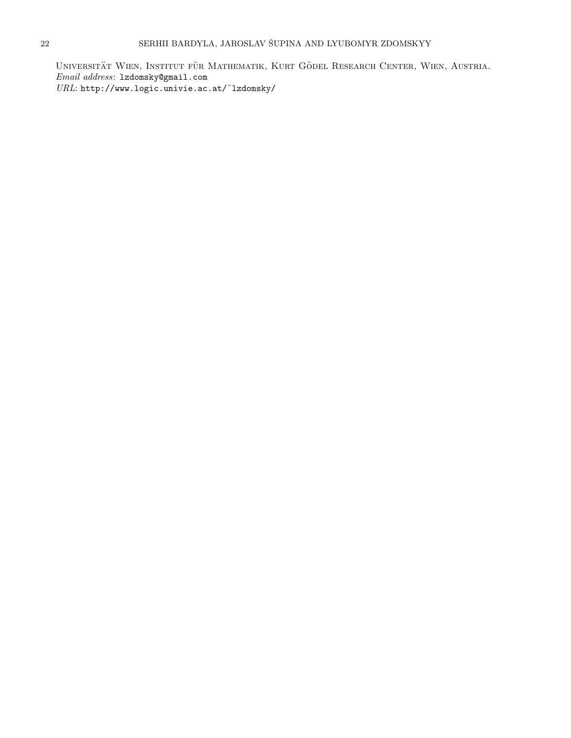Universität Wien, Institut für Mathematik, Kurt Gödel Research Center, Wien, Austria.

*Email address*: lzdomsky@gmail.com

*URL*: http://www.logic.univie.ac.at/~lzdomsky/